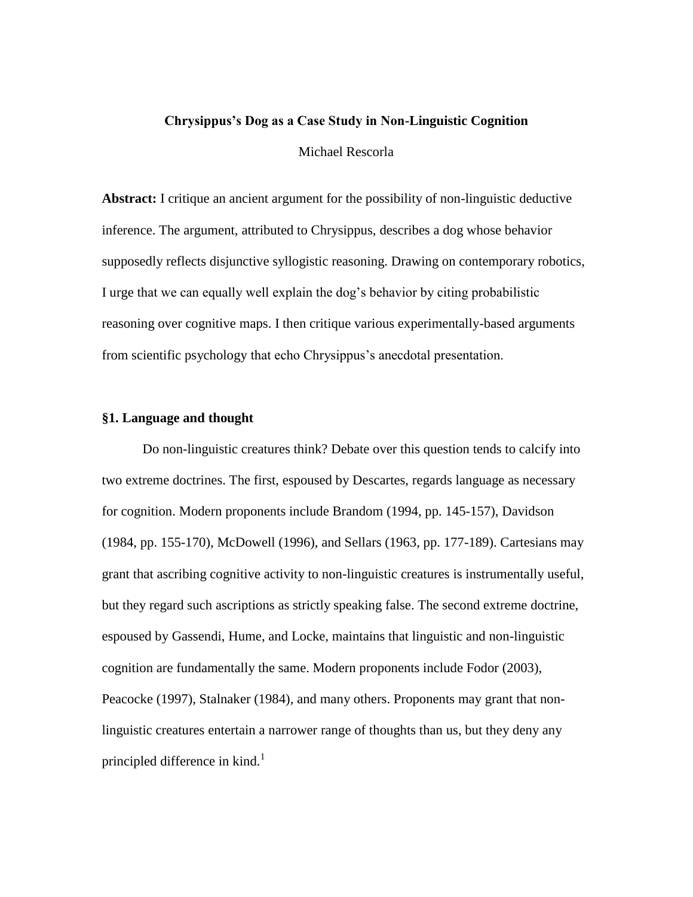# Chrysippus's Dog as a Case Study in Non-Linguistic Cognition

Michael Rescorla

**Abstract:** I critique an ancient argument for the possibility of non-linguistic deductive inference. The argument, attributed to Chrysippus, describes a dog whose behavior supposedly reflects disjunctive syllogistic reasoning. Drawing on contemporary robotics, I urge that we can equally well explain the dog's behavior by citing probabilistic reasoning over cognitive maps. I then critique various experimentally-based arguments from scientific psychology that echo Chrysippus's anecdotal presentation.

## §1. Language and thought

Do non-linguistic creatures think? Debate over this question tends to calcify into two extreme doctrines. The first, espoused by Descartes, regards language as necessary for cognition. Modern proponents include Brandom (1994, pp. 145-157), Davidson (1984, pp. 155-170), McDowell (1996), and Sellars (1963, pp. 177-189). Cartesians may grant that ascribing cognitive activity to non-linguistic creatures is instrumentally useful, but they regard such ascriptions as strictly speaking false. The second extreme doctrine, espoused by Gassendi, Hume, and Locke, maintains that linguistic and non-linguistic cognition are fundamentally the same. Modern proponents include Fodor (2003), Peacocke (1997), Stalnaker (1984), and many others. Proponents may grant that non-linguistic creatures entertain a narrower range of thoughts than us, but they deny any principled difference in kind.[1]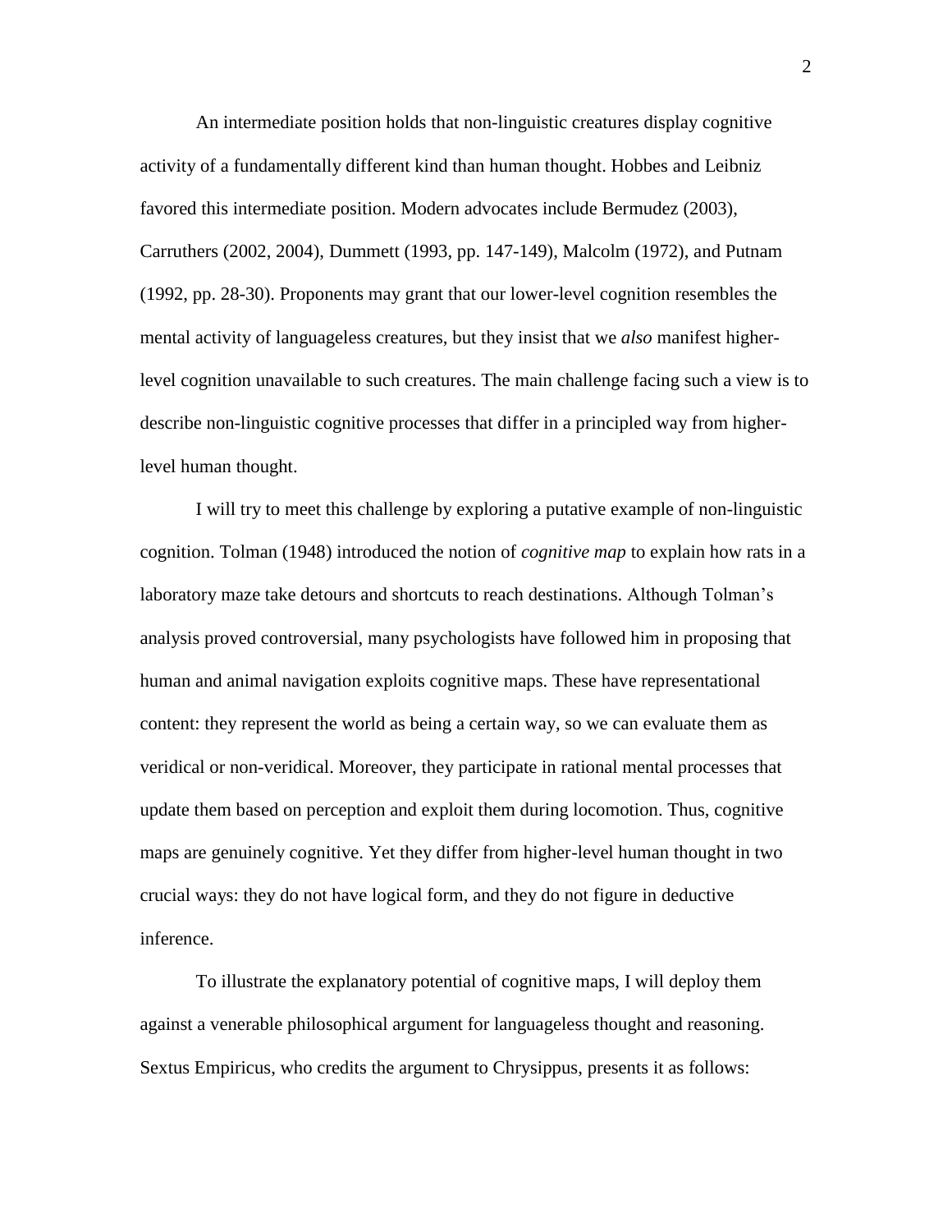An intermediate position holds that non-linguistic creatures display cognitive activity of a fundamentally different kind than human thought. Hobbes and Leibniz favored this intermediate position. Modern advocates include Bermudez (2003), Carruthers (2002, 2004), Dummett (1993, pp. 147-149), Malcolm (1972), and Putnam (1992, pp. 28-30). Proponents may grant that our lower-level cognition resembles the mental activity of languageless creatures, but they insist that we *also* manifest higher-level cognition unavailable to such creatures. The main challenge facing such a view is to describe non-linguistic cognitive processes that differ in a principled way from higher-level human thought.

I will try to meet this challenge by exploring a putative example of non-linguistic cognition. Tolman (1948) introduced the notion of *cognitive map* to explain how rats in a laboratory maze take detours and shortcuts to reach destinations. Although Tolman's analysis proved controversial, many psychologists have followed him in proposing that human and animal navigation exploits cognitive maps. These have representational content: they represent the world as being a certain way, so we can evaluate them as veridical or non-veridical. Moreover, they participate in rational mental processes that update them based on perception and exploit them during locomotion. Thus, cognitive maps are genuinely cognitive. Yet they differ from higher-level human thought in two crucial ways: they do not have logical form, and they do not figure in deductive inference.

To illustrate the explanatory potential of cognitive maps, I will deploy them against a venerable philosophical argument for languageless thought and reasoning. Sextus Empiricus, who credits the argument to Chrysippus, presents it as follows: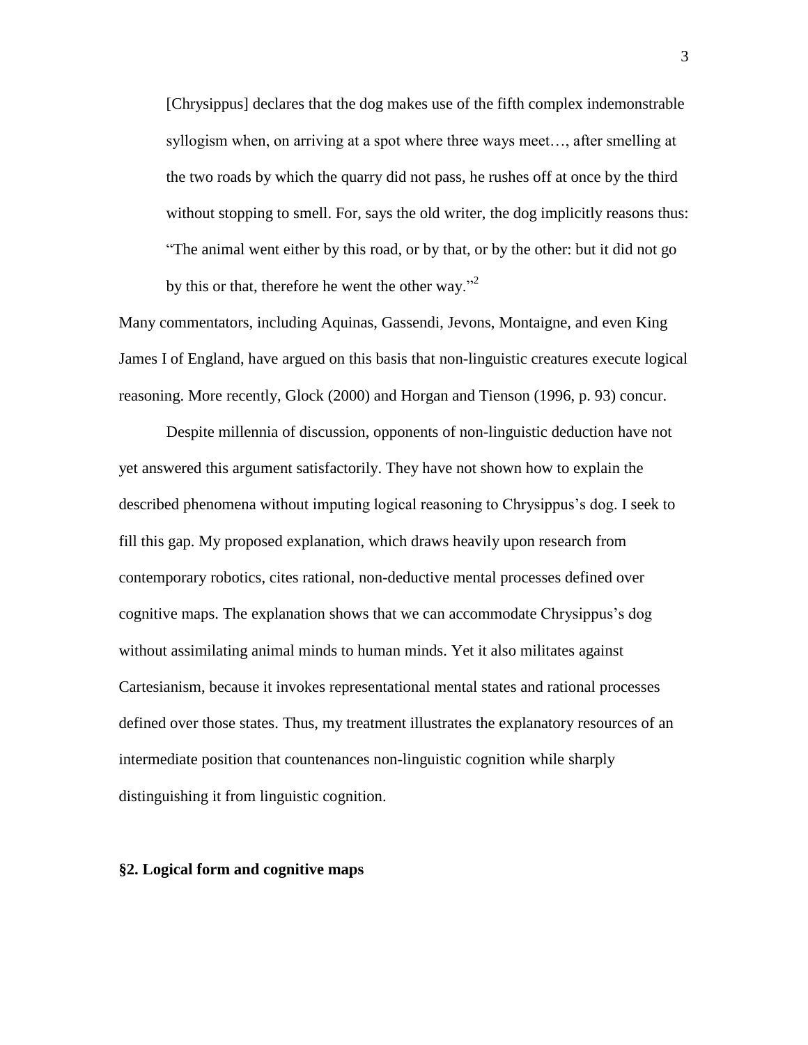> [Chrysippus] declares that the dog makes use of the fifth complex indemonstrable syllogism when, on arriving at a spot where three ways meet…, after smelling at the two roads by which the quarry did not pass, he rushes off at once by the third without stopping to smell. For, says the old writer, the dog implicitly reasons thus: "The animal went either by this road, or by that, or by the other: but it did not go by this or that, therefore he went the other way."[2]

Many commentators, including Aquinas, Gassendi, Jevons, Montaigne, and even King James I of England, have argued on this basis that non-linguistic creatures execute logical reasoning. More recently, Glock (2000) and Horgan and Tienson (1996, p. 93) concur.

Despite millennia of discussion, opponents of non-linguistic deduction have not yet answered this argument satisfactorily. They have not shown how to explain the described phenomena without imputing logical reasoning to Chrysippus's dog. I seek to fill this gap. My proposed explanation, which draws heavily upon research from contemporary robotics, cites rational, non-deductive mental processes defined over cognitive maps. The explanation shows that we can accommodate Chrysippus's dog without assimilating animal minds to human minds. Yet it also militates against Cartesianism, because it invokes representational mental states and rational processes defined over those states. Thus, my treatment illustrates the explanatory resources of an intermediate position that countenances non-linguistic cognition while sharply distinguishing it from linguistic cognition.

## §2. Logical form and cognitive maps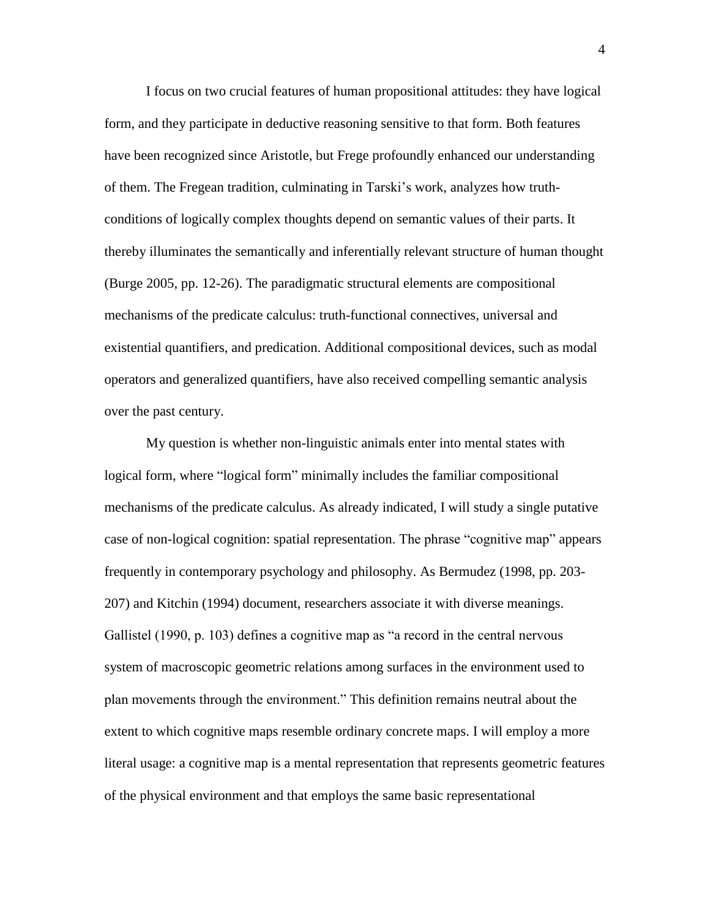I focus on two crucial features of human propositional attitudes: they have logical form, and they participate in deductive reasoning sensitive to that form. Both features have been recognized since Aristotle, but Frege profoundly enhanced our understanding of them. The Fregean tradition, culminating in Tarski's work, analyzes how truth-conditions of logically complex thoughts depend on semantic values of their parts. It thereby illuminates the semantically and inferentially relevant structure of human thought (Burge 2005, pp. 12-26). The paradigmatic structural elements are compositional mechanisms of the predicate calculus: truth-functional connectives, universal and existential quantifiers, and predication. Additional compositional devices, such as modal operators and generalized quantifiers, have also received compelling semantic analysis over the past century.

My question is whether non-linguistic animals enter into mental states with logical form, where "logical form" minimally includes the familiar compositional mechanisms of the predicate calculus. As already indicated, I will study a single putative case of non-logical cognition: spatial representation. The phrase "cognitive map" appears frequently in contemporary psychology and philosophy. As Bermudez (1998, pp. 203-207) and Kitchin (1994) document, researchers associate it with diverse meanings. Gallistel (1990, p. 103) defines a cognitive map as "a record in the central nervous system of macroscopic geometric relations among surfaces in the environment used to plan movements through the environment." This definition remains neutral about the extent to which cognitive maps resemble ordinary concrete maps. I will employ a more literal usage: a cognitive map is a mental representation that represents geometric features of the physical environment and that employs the same basic representational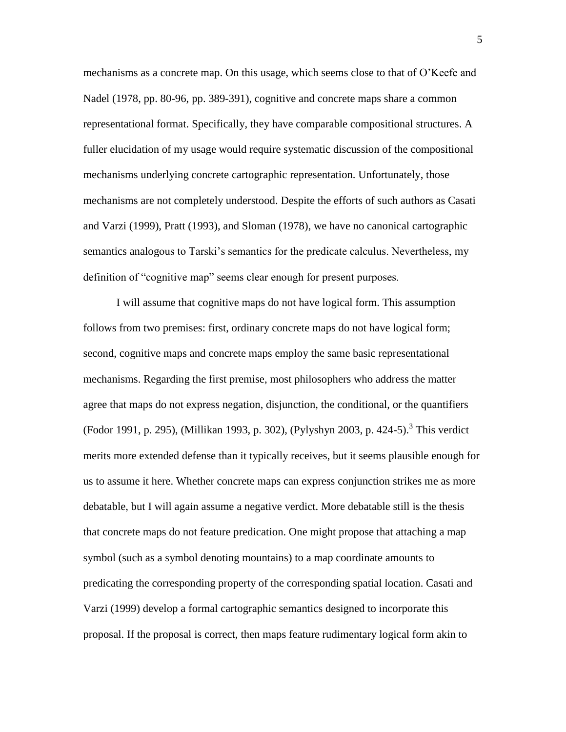mechanisms as a concrete map. On this usage, which seems close to that of O'Keefe and Nadel (1978, pp. 80-96, pp. 389-391), cognitive and concrete maps share a common representational format. Specifically, they have comparable compositional structures. A fuller elucidation of my usage would require systematic discussion of the compositional mechanisms underlying concrete cartographic representation. Unfortunately, those mechanisms are not completely understood. Despite the efforts of such authors as Casati and Varzi (1999), Pratt (1993), and Sloman (1978), we have no canonical cartographic semantics analogous to Tarski's semantics for the predicate calculus. Nevertheless, my definition of "cognitive map" seems clear enough for present purposes.

I will assume that cognitive maps do not have logical form. This assumption follows from two premises: first, ordinary concrete maps do not have logical form; second, cognitive maps and concrete maps employ the same basic representational mechanisms. Regarding the first premise, most philosophers who address the matter agree that maps do not express negation, disjunction, the conditional, or the quantifiers (Fodor 1991, p. 295), (Millikan 1993, p. 302), (Pylyshyn 2003, p. 424-5).[3] This verdict merits more extended defense than it typically receives, but it seems plausible enough for us to assume it here. Whether concrete maps can express conjunction strikes me as more debatable, but I will again assume a negative verdict. More debatable still is the thesis that concrete maps do not feature predication. One might propose that attaching a map symbol (such as a symbol denoting mountains) to a map coordinate amounts to predicating the corresponding property of the corresponding spatial location. Casati and Varzi (1999) develop a formal cartographic semantics designed to incorporate this proposal. If the proposal is correct, then maps feature rudimentary logical form akin to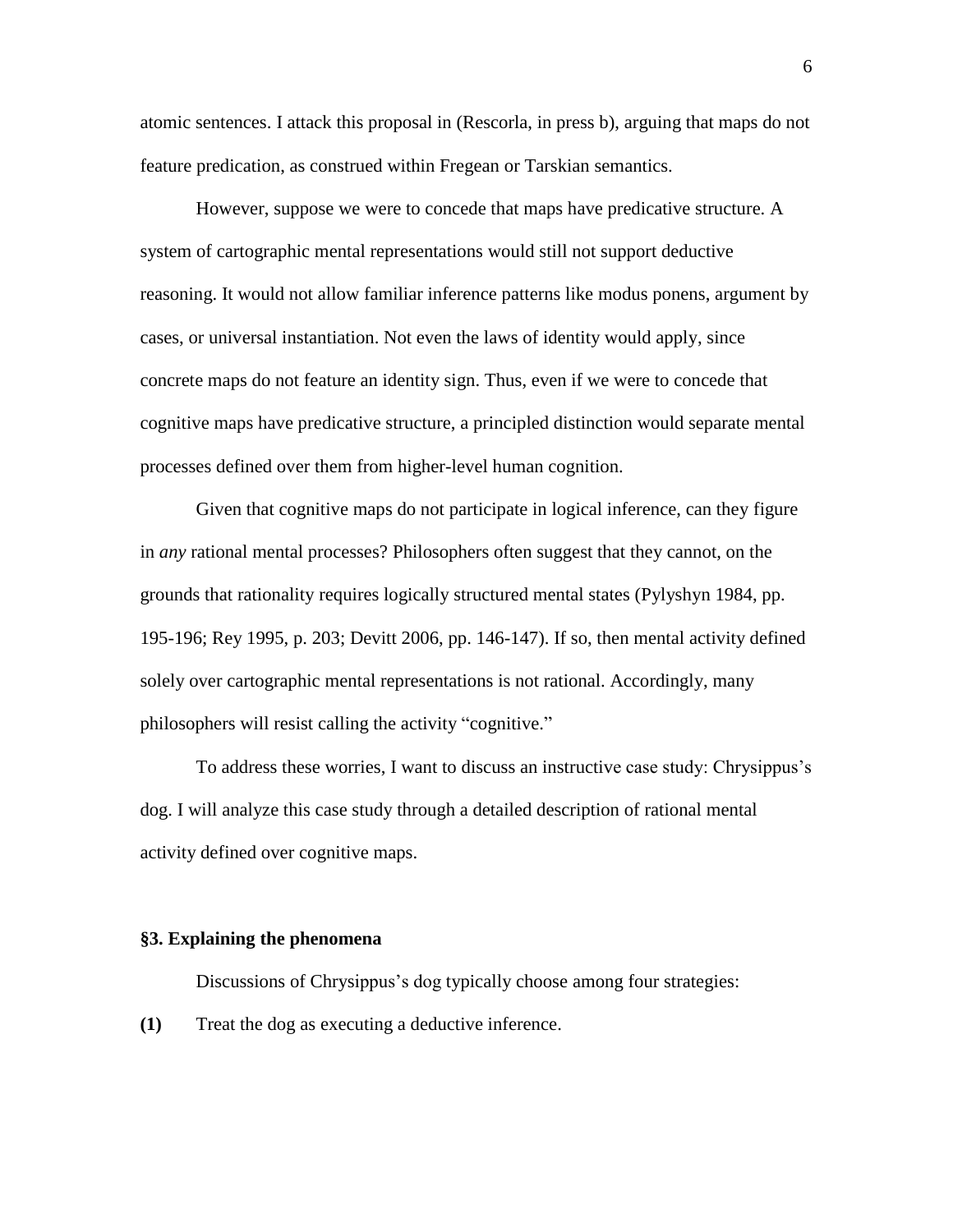atomic sentences. I attack this proposal in (Rescorla, in press b), arguing that maps do not feature predication, as construed within Fregean or Tarskian semantics.

However, suppose we were to concede that maps have predicative structure. A system of cartographic mental representations would still not support deductive reasoning. It would not allow familiar inference patterns like modus ponens, argument by cases, or universal instantiation. Not even the laws of identity would apply, since concrete maps do not feature an identity sign. Thus, even if we were to concede that cognitive maps have predicative structure, a principled distinction would separate mental processes defined over them from higher-level human cognition.

Given that cognitive maps do not participate in logical inference, can they figure in *any* rational mental processes? Philosophers often suggest that they cannot, on the grounds that rationality requires logically structured mental states (Pylyshyn 1984, pp. 195-196; Rey 1995, p. 203; Devitt 2006, pp. 146-147). If so, then mental activity defined solely over cartographic mental representations is not rational. Accordingly, many philosophers will resist calling the activity "cognitive."

To address these worries, I want to discuss an instructive case study: Chrysippus's dog. I will analyze this case study through a detailed description of rational mental activity defined over cognitive maps.

## §3. Explaining the phenomena

Discussions of Chrysippus's dog typically choose among four strategies:

**(1)** Treat the dog as executing a deductive inference.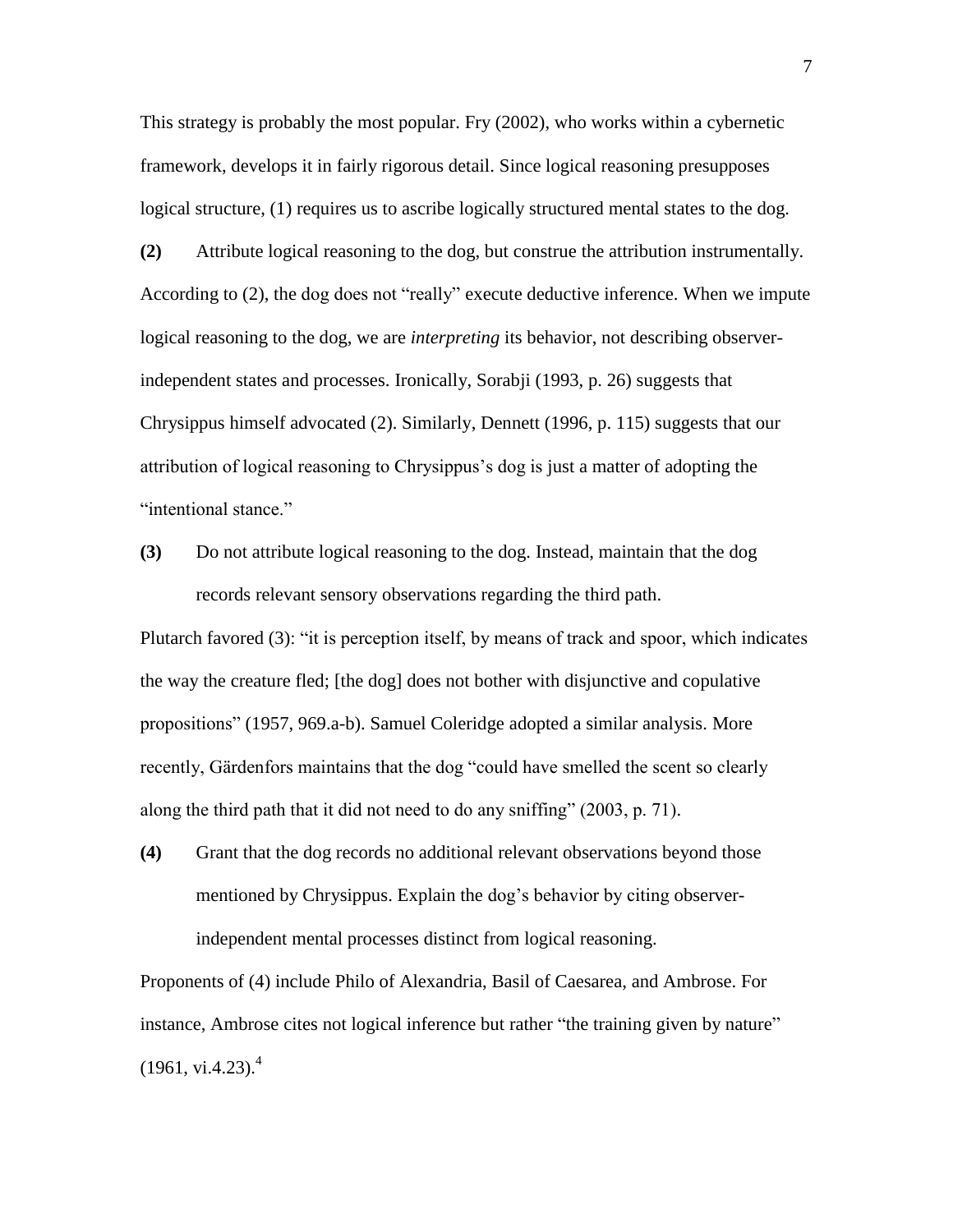This strategy is probably the most popular. Fry (2002), who works within a cybernetic framework, develops it in fairly rigorous detail. Since logical reasoning presupposes logical structure, (1) requires us to ascribe logically structured mental states to the dog.

**(2)** Attribute logical reasoning to the dog, but construe the attribution instrumentally.

According to (2), the dog does not "really" execute deductive inference. When we impute logical reasoning to the dog, we are *interpreting* its behavior, not describing observer-independent states and processes. Ironically, Sorabji (1993, p. 26) suggests that Chrysippus himself advocated (2). Similarly, Dennett (1996, p. 115) suggests that our attribution of logical reasoning to Chrysippus's dog is just a matter of adopting the "intentional stance."

**(3)** Do not attribute logical reasoning to the dog. Instead, maintain that the dog records relevant sensory observations regarding the third path.

Plutarch favored (3): "it is perception itself, by means of track and spoor, which indicates the way the creature fled; [the dog] does not bother with disjunctive and copulative propositions" (1957, 969.a-b). Samuel Coleridge adopted a similar analysis. More recently, Gärdenfors maintains that the dog "could have smelled the scent so clearly along the third path that it did not need to do any sniffing" (2003, p. 71).

**(4)** Grant that the dog records no additional relevant observations beyond those mentioned by Chrysippus. Explain the dog's behavior by citing observer-independent mental processes distinct from logical reasoning.

Proponents of (4) include Philo of Alexandria, Basil of Caesarea, and Ambrose. For instance, Ambrose cites not logical inference but rather "the training given by nature" (1961, vi.4.23).[4]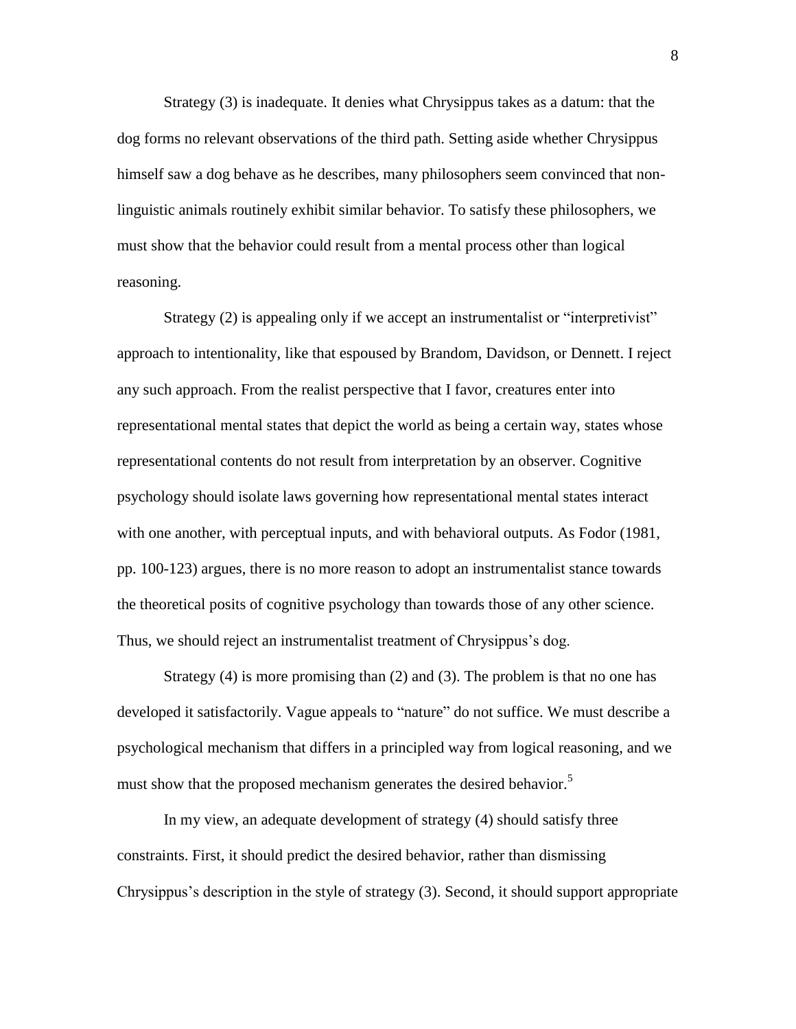Strategy (3) is inadequate. It denies what Chrysippus takes as a datum: that the dog forms no relevant observations of the third path. Setting aside whether Chrysippus himself saw a dog behave as he describes, many philosophers seem convinced that non-linguistic animals routinely exhibit similar behavior. To satisfy these philosophers, we must show that the behavior could result from a mental process other than logical reasoning.

Strategy (2) is appealing only if we accept an instrumentalist or "interpretivist" approach to intentionality, like that espoused by Brandom, Davidson, or Dennett. I reject any such approach. From the realist perspective that I favor, creatures enter into representational mental states that depict the world as being a certain way, states whose representational contents do not result from interpretation by an observer. Cognitive psychology should isolate laws governing how representational mental states interact with one another, with perceptual inputs, and with behavioral outputs. As Fodor (1981, pp. 100-123) argues, there is no more reason to adopt an instrumentalist stance towards the theoretical posits of cognitive psychology than towards those of any other science. Thus, we should reject an instrumentalist treatment of Chrysippus's dog.

Strategy (4) is more promising than (2) and (3). The problem is that no one has developed it satisfactorily. Vague appeals to "nature" do not suffice. We must describe a psychological mechanism that differs in a principled way from logical reasoning, and we must show that the proposed mechanism generates the desired behavior.[5]

In my view, an adequate development of strategy (4) should satisfy three constraints. First, it should predict the desired behavior, rather than dismissing Chrysippus's description in the style of strategy (3). Second, it should support appropriate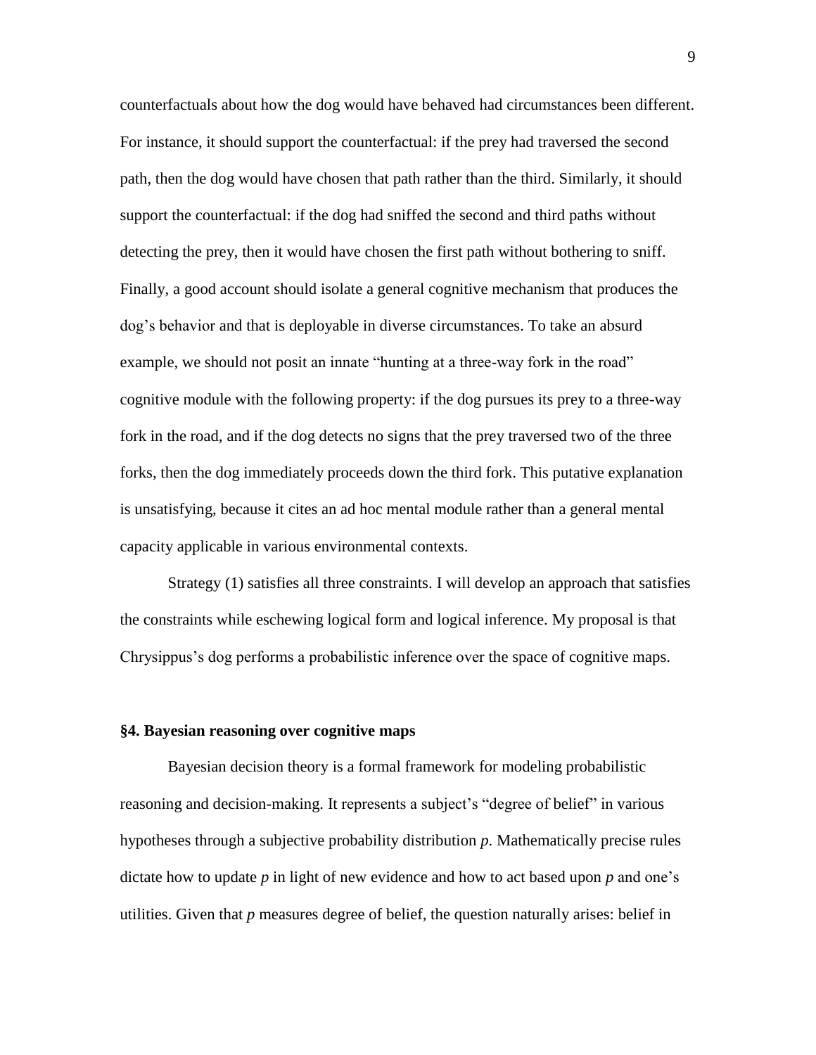counterfactuals about how the dog would have behaved had circumstances been different. For instance, it should support the counterfactual: if the prey had traversed the second path, then the dog would have chosen that path rather than the third. Similarly, it should support the counterfactual: if the dog had sniffed the second and third paths without detecting the prey, then it would have chosen the first path without bothering to sniff. Finally, a good account should isolate a general cognitive mechanism that produces the dog's behavior and that is deployable in diverse circumstances. To take an absurd example, we should not posit an innate "hunting at a three-way fork in the road" cognitive module with the following property: if the dog pursues its prey to a three-way fork in the road, and if the dog detects no signs that the prey traversed two of the three forks, then the dog immediately proceeds down the third fork. This putative explanation is unsatisfying, because it cites an ad hoc mental module rather than a general mental capacity applicable in various environmental contexts.

Strategy (1) satisfies all three constraints. I will develop an approach that satisfies the constraints while eschewing logical form and logical inference. My proposal is that Chrysippus's dog performs a probabilistic inference over the space of cognitive maps.

## §4. Bayesian reasoning over cognitive maps

Bayesian decision theory is a formal framework for modeling probabilistic reasoning and decision-making. It represents a subject's "degree of belief" in various hypotheses through a subjective probability distribution $p$. Mathematically precise rules dictate how to update $p$ in light of new evidence and how to act based upon $p$ and one's utilities. Given that $p$ measures degree of belief, the question naturally arises: belief in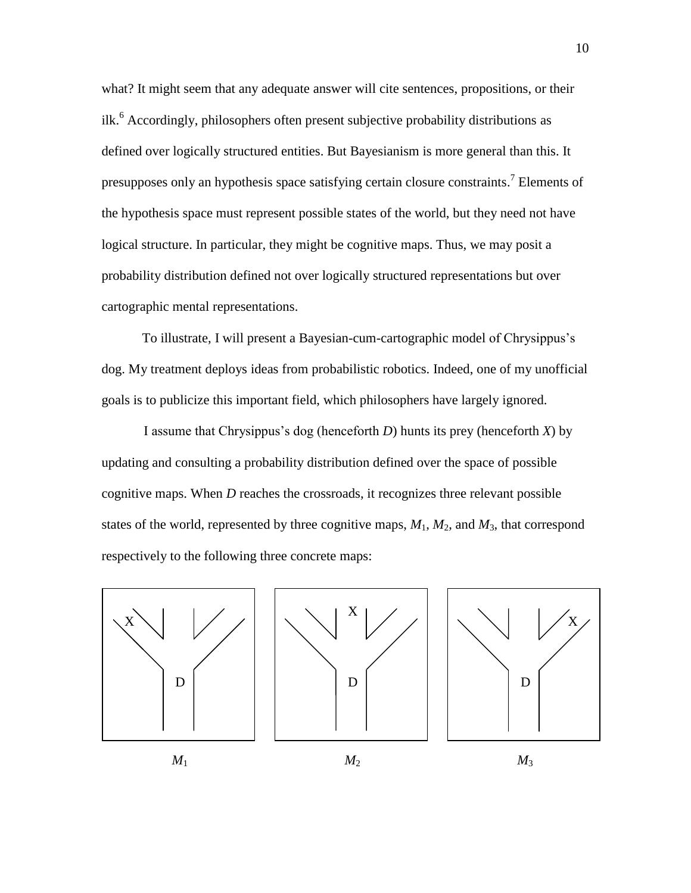what? It might seem that any adequate answer will cite sentences, propositions, or their ilk.[6] Accordingly, philosophers often present subjective probability distributions as defined over logically structured entities. But Bayesianism is more general than this. It presupposes only an hypothesis space satisfying certain closure constraints.[7] Elements of the hypothesis space must represent possible states of the world, but they need not have logical structure. In particular, they might be cognitive maps. Thus, we may posit a probability distribution defined not over logically structured representations but over cartographic mental representations.

To illustrate, I will present a Bayesian-cum-cartographic model of Chrysippus's dog. My treatment deploys ideas from probabilistic robotics. Indeed, one of my unofficial goals is to publicize this important field, which philosophers have largely ignored.

I assume that Chrysippus's dog (henceforth *D*) hunts its prey (henceforth *X*) by updating and consulting a probability distribution defined over the space of possible cognitive maps. When *D* reaches the crossroads, it recognizes three relevant possible states of the world, represented by three cognitive maps, $M_1$, $M_2$, and $M_3$, that correspond respectively to the following three concrete maps:

$M_1$ $M_2$ $M_3$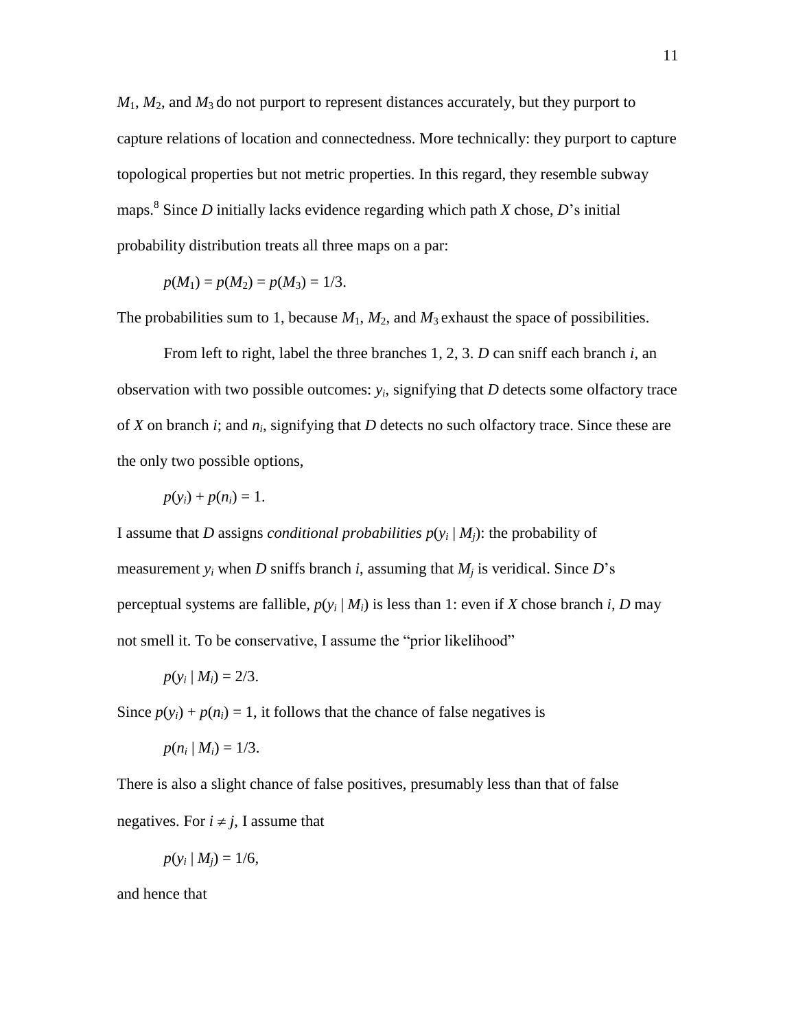$M_1$, $M_2$, and $M_3$ do not purport to represent distances accurately, but they purport to capture relations of location and connectedness. More technically: they purport to capture topological properties but not metric properties. In this regard, they resemble subway maps.[8] Since $D$ initially lacks evidence regarding which path $X$ chose, $D$'s initial probability distribution treats all three maps on a par:

$$p(M_1) = p(M_2) = p(M_3) = 1/3.$$

The probabilities sum to 1, because $M_1$, $M_2$, and $M_3$ exhaust the space of possibilities.

From left to right, label the three branches 1, 2, 3. $D$ can sniff each branch $i$, an observation with two possible outcomes: $y_i$, signifying that $D$ detects some olfactory trace of $X$ on branch $i$; and $n_i$, signifying that $D$ detects no such olfactory trace. Since these are the only two possible options,

$$p(y_i) + p(n_i) = 1.$$

I assume that $D$ assigns *conditional probabilities* $p(y_i \mid M_j)$: the probability of measurement $y_i$ when $D$ sniffs branch $i$, assuming that $M_j$ is veridical. Since $D$'s perceptual systems are fallible, $p(y_i \mid M_i)$ is less than 1: even if $X$ chose branch $i$, $D$ may not smell it. To be conservative, I assume the "prior likelihood"

$$p(y_i \mid M_i) = 2/3.$$

Since $p(y_i) + p(n_i) = 1$, it follows that the chance of false negatives is

$$p(n_i \mid M_i) = 1/3.$$

There is also a slight chance of false positives, presumably less than that of false negatives. For $i \neq j$, I assume that

$$p(y_i \mid M_j) = 1/6,$$

and hence that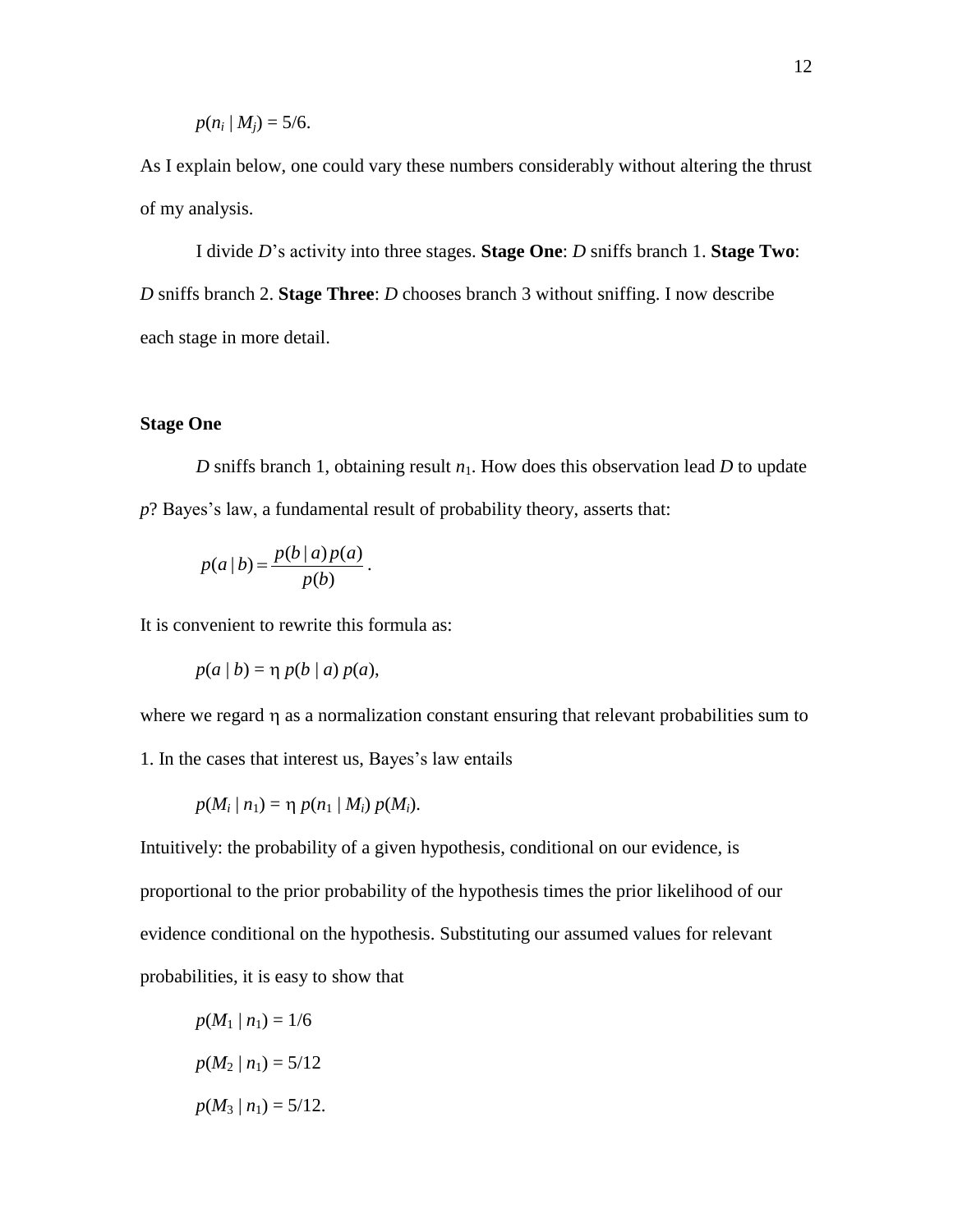$p(n_i \mid M_j) = 5/6.$

As I explain below, one could vary these numbers considerably without altering the thrust of my analysis.

I divide *D*'s activity into three stages. **Stage One**: *D* sniffs branch 1. **Stage Two**: *D* sniffs branch 2. **Stage Three**: *D* chooses branch 3 without sniffing. I now describe each stage in more detail.

### Stage One

*D* sniffs branch 1, obtaining result $n_1$. How does this observation lead *D* to update *p*? Bayes's law, a fundamental result of probability theory, asserts that:

$$p(a \mid b) = \frac{p(b \mid a)\, p(a)}{p(b)}.$$

It is convenient to rewrite this formula as:

$$p(a \mid b) = \eta\, p(b \mid a)\, p(a),$$

where we regard $\eta$ as a normalization constant ensuring that relevant probabilities sum to 1. In the cases that interest us, Bayes's law entails

$$p(M_i \mid n_1) = \eta\, p(n_1 \mid M_i)\, p(M_i).$$

Intuitively: the probability of a given hypothesis, conditional on our evidence, is proportional to the prior probability of the hypothesis times the prior likelihood of our evidence conditional on the hypothesis. Substituting our assumed values for relevant probabilities, it is easy to show that

$$p(M_1 \mid n_1) = 1/6$$

$$p(M_2 \mid n_1) = 5/12$$

$$p(M_3 \mid n_1) = 5/12.$$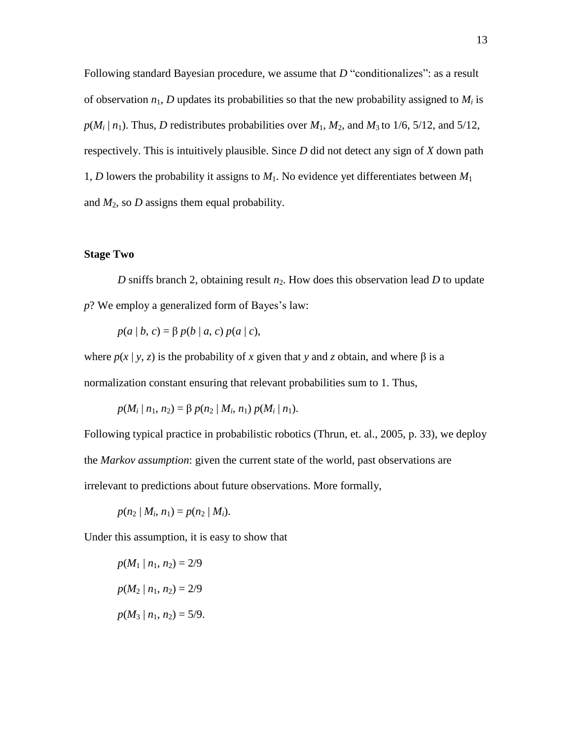Following standard Bayesian procedure, we assume that *D* "conditionalizes": as a result of observation $n_1$, *D* updates its probabilities so that the new probability assigned to $M_i$ is $p(M_i \mid n_1)$. Thus, *D* redistributes probabilities over $M_1$, $M_2$, and $M_3$ to 1/6, 5/12, and 5/12, respectively. This is intuitively plausible. Since *D* did not detect any sign of *X* down path 1, *D* lowers the probability it assigns to $M_1$. No evidence yet differentiates between $M_1$ and $M_2$, so *D* assigns them equal probability.

**Stage Two**

*D* sniffs branch 2, obtaining result $n_2$. How does this observation lead *D* to update *p*? We employ a generalized form of Bayes's law:

$$p(a \mid b, c) = \beta\, p(b \mid a, c)\, p(a \mid c),$$

where $p(x \mid y, z)$ is the probability of *x* given that *y* and *z* obtain, and where β is a normalization constant ensuring that relevant probabilities sum to 1. Thus,

$$p(M_i \mid n_1, n_2) = \beta\, p(n_2 \mid M_i, n_1)\, p(M_i \mid n_1).$$

Following typical practice in probabilistic robotics (Thrun, et. al., 2005, p. 33), we deploy the *Markov assumption*: given the current state of the world, past observations are irrelevant to predictions about future observations. More formally,

$$p(n_2 \mid M_i, n_1) = p(n_2 \mid M_i).$$

Under this assumption, it is easy to show that

$$p(M_1 \mid n_1, n_2) = 2/9$$

$$p(M_2 \mid n_1, n_2) = 2/9$$

$$p(M_3 \mid n_1, n_2) = 5/9.$$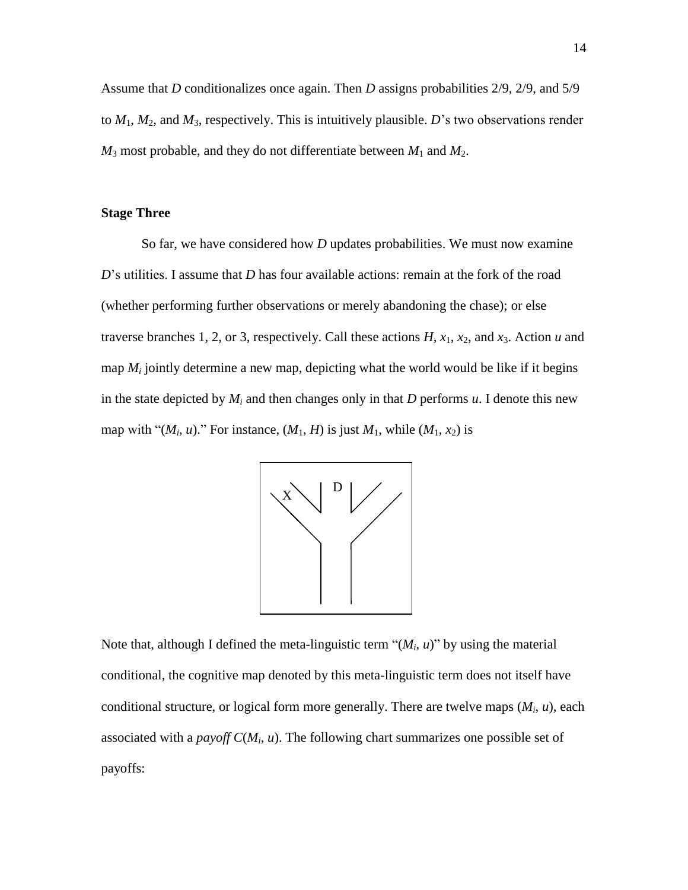Assume that $D$ conditionalizes once again. Then $D$ assigns probabilities 2/9, 2/9, and 5/9 to $M_1$, $M_2$, and $M_3$, respectively. This is intuitively plausible. $D$'s two observations render $M_3$ most probable, and they do not differentiate between $M_1$ and $M_2$.

**Stage Three**

So far, we have considered how $D$ updates probabilities. We must now examine $D$'s utilities. I assume that $D$ has four available actions: remain at the fork of the road (whether performing further observations or merely abandoning the chase); or else traverse branches 1, 2, or 3, respectively. Call these actions $H$, $x_1$, $x_2$, and $x_3$. Action $u$ and map $M_i$ jointly determine a new map, depicting what the world would be like if it begins in the state depicted by $M_i$ and then changes only in that $D$ performs $u$. I denote this new map with "($M_i$, $u$)." For instance, ($M_1$, $H$) is just $M_1$, while ($M_1$, $x_2$) is

Note that, although I defined the meta-linguistic term "($M_i$, $u$)" by using the material conditional, the cognitive map denoted by this meta-linguistic term does not itself have conditional structure, or logical form more generally. There are twelve maps ($M_i$, $u$), each associated with a *payoff* $C(M_i, u)$. The following chart summarizes one possible set of payoffs: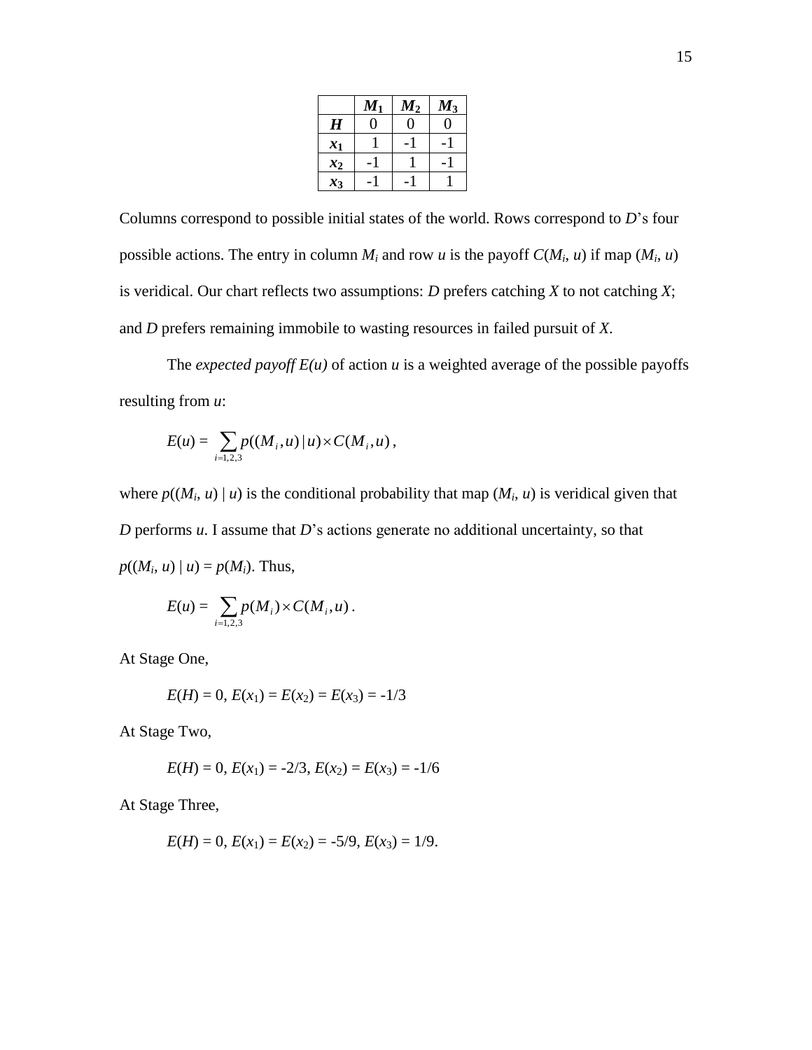| | $M_1$ | $M_2$ | $M_3$ |
|---|---|---|---|
| $H$ | 0 | 0 | 0 |
| $x_1$ | 1 | -1 | -1 |
| $x_2$ | -1 | 1 | -1 |
| $x_3$ | -1 | -1 | 1 |

Columns correspond to possible initial states of the world. Rows correspond to $D$'s four possible actions. The entry in column $M_i$ and row $u$ is the payoff $C(M_i, u)$ if map $(M_i, u)$ is veridical. Our chart reflects two assumptions: $D$ prefers catching $X$ to not catching $X$; and $D$ prefers remaining immobile to wasting resources in failed pursuit of $X$.

The *expected payoff* $E(u)$ of action $u$ is a weighted average of the possible payoffs resulting from $u$:

$$E(u) = \sum_{i=1,2,3} p((M_i, u) \mid u) \times C(M_i, u),$$

where $p((M_i, u) \mid u)$ is the conditional probability that map $(M_i, u)$ is veridical given that $D$ performs $u$. I assume that $D$'s actions generate no additional uncertainty, so that $p((M_i, u) \mid u) = p(M_i)$. Thus,

$$E(u) = \sum_{i=1,2,3} p(M_i) \times C(M_i, u).$$

At Stage One,

$$E(H) = 0,\ E(x_1) = E(x_2) = E(x_3) = -1/3$$

At Stage Two,

$$E(H) = 0,\ E(x_1) = -2/3,\ E(x_2) = E(x_3) = -1/6$$

At Stage Three,

$$E(H) = 0,\ E(x_1) = E(x_2) = -5/9,\ E(x_3) = 1/9.$$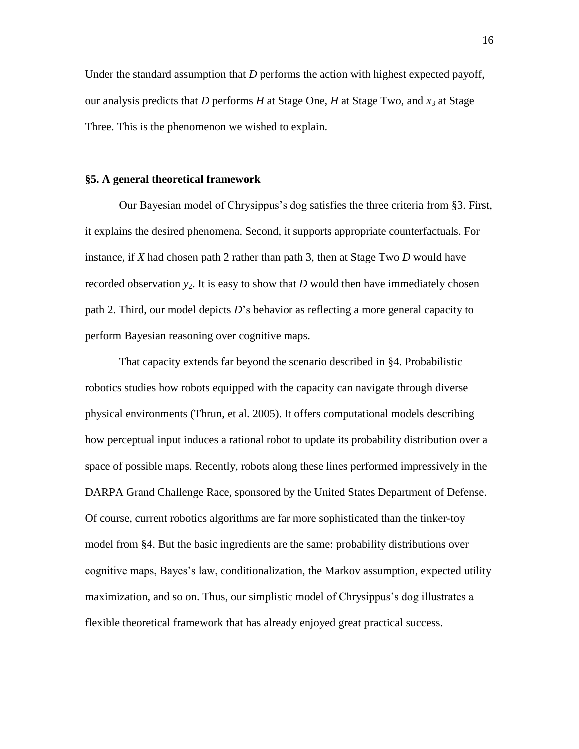Under the standard assumption that *D* performs the action with highest expected payoff, our analysis predicts that *D* performs *H* at Stage One, *H* at Stage Two, and $x_3$ at Stage Three. This is the phenomenon we wished to explain.

### §5. A general theoretical framework

Our Bayesian model of Chrysippus's dog satisfies the three criteria from §3. First, it explains the desired phenomena. Second, it supports appropriate counterfactuals. For instance, if *X* had chosen path 2 rather than path 3, then at Stage Two *D* would have recorded observation $y_2$. It is easy to show that *D* would then have immediately chosen path 2. Third, our model depicts *D*'s behavior as reflecting a more general capacity to perform Bayesian reasoning over cognitive maps.

That capacity extends far beyond the scenario described in §4. Probabilistic robotics studies how robots equipped with the capacity can navigate through diverse physical environments (Thrun, et al. 2005). It offers computational models describing how perceptual input induces a rational robot to update its probability distribution over a space of possible maps. Recently, robots along these lines performed impressively in the DARPA Grand Challenge Race, sponsored by the United States Department of Defense. Of course, current robotics algorithms are far more sophisticated than the tinker-toy model from §4. But the basic ingredients are the same: probability distributions over cognitive maps, Bayes's law, conditionalization, the Markov assumption, expected utility maximization, and so on. Thus, our simplistic model of Chrysippus's dog illustrates a flexible theoretical framework that has already enjoyed great practical success.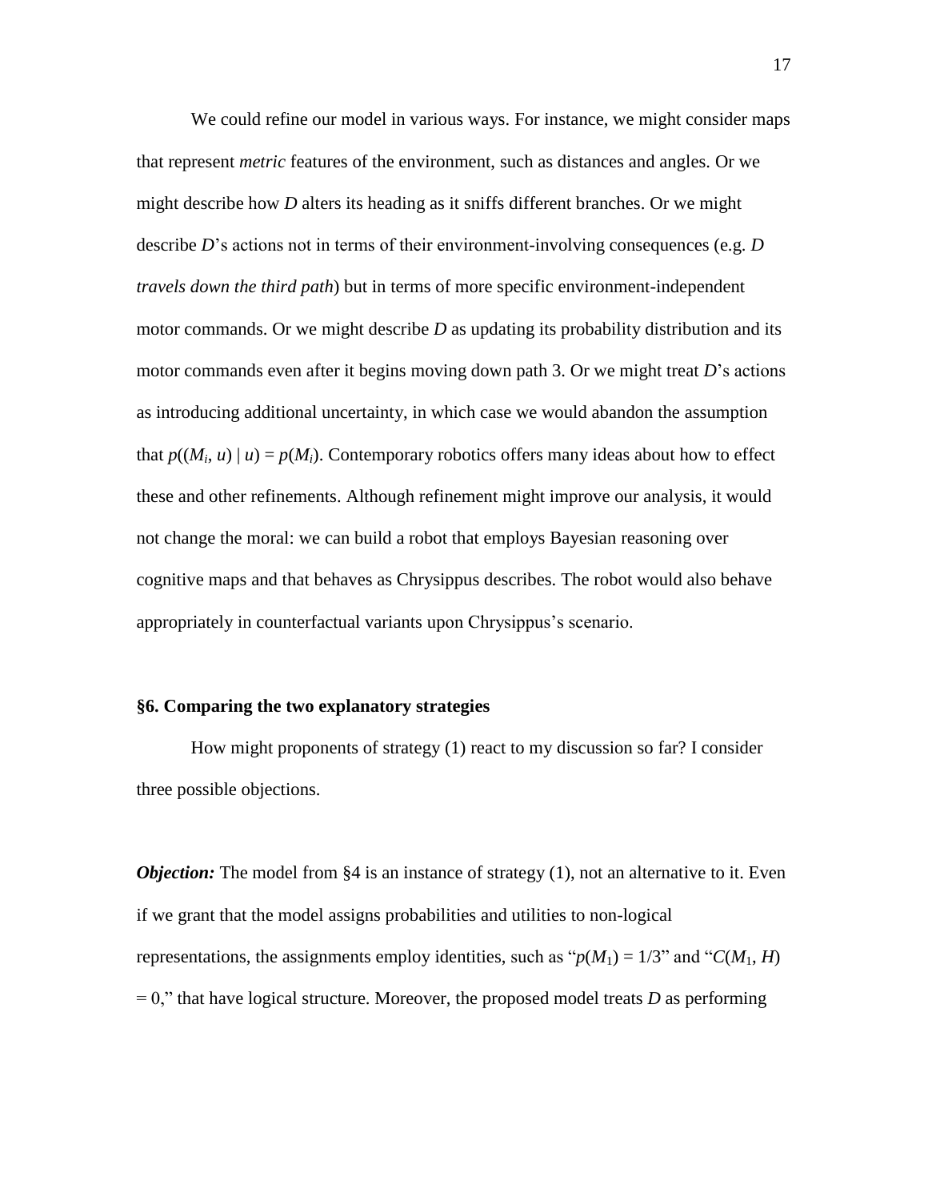We could refine our model in various ways. For instance, we might consider maps that represent *metric* features of the environment, such as distances and angles. Or we might describe how *D* alters its heading as it sniffs different branches. Or we might describe *D*'s actions not in terms of their environment-involving consequences (e.g. *D travels down the third path*) but in terms of more specific environment-independent motor commands. Or we might describe *D* as updating its probability distribution and its motor commands even after it begins moving down path 3. Or we might treat *D*'s actions as introducing additional uncertainty, in which case we would abandon the assumption that $p((M_i, u) \mid u) = p(M_i)$. Contemporary robotics offers many ideas about how to effect these and other refinements. Although refinement might improve our analysis, it would not change the moral: we can build a robot that employs Bayesian reasoning over cognitive maps and that behaves as Chrysippus describes. The robot would also behave appropriately in counterfactual variants upon Chrysippus's scenario.

## §6. Comparing the two explanatory strategies

How might proponents of strategy (1) react to my discussion so far? I consider three possible objections.

***Objection:*** The model from §4 is an instance of strategy (1), not an alternative to it. Even if we grant that the model assigns probabilities and utilities to non-logical representations, the assignments employ identities, such as "$p(M_1) = 1/3$" and "$C(M_1, H) = 0$," that have logical structure. Moreover, the proposed model treats *D* as performing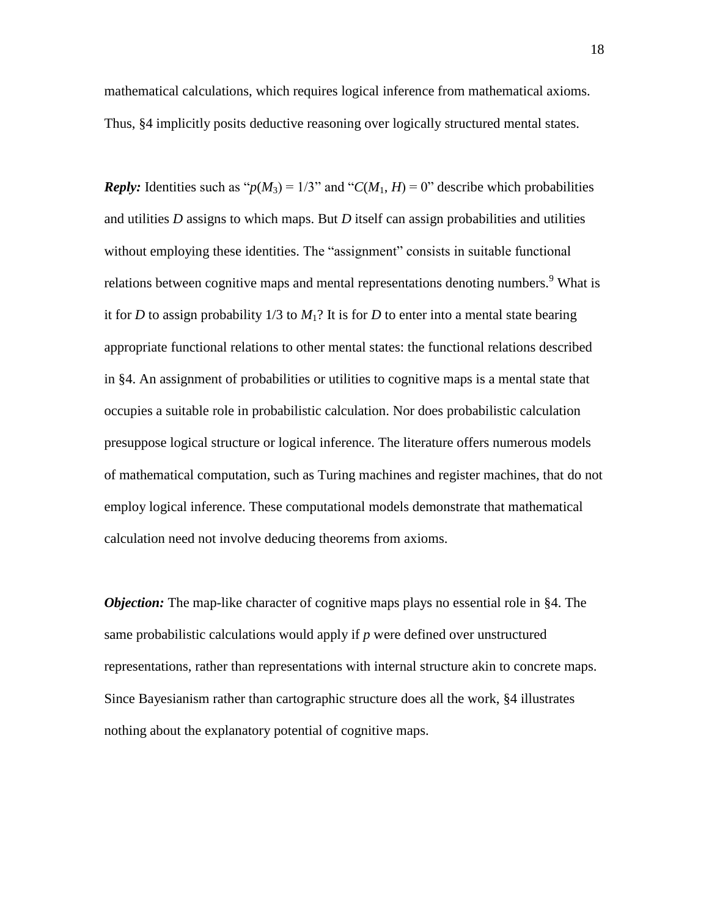mathematical calculations, which requires logical inference from mathematical axioms. Thus, §4 implicitly posits deductive reasoning over logically structured mental states.

***Reply:*** Identities such as "$p(M_3) = 1/3$" and "$C(M_1, H) = 0$" describe which probabilities and utilities $D$ assigns to which maps. But $D$ itself can assign probabilities and utilities without employing these identities. The "assignment" consists in suitable functional relations between cognitive maps and mental representations denoting numbers.[9] What is it for $D$ to assign probability 1/3 to $M_1$? It is for $D$ to enter into a mental state bearing appropriate functional relations to other mental states: the functional relations described in §4. An assignment of probabilities or utilities to cognitive maps is a mental state that occupies a suitable role in probabilistic calculation. Nor does probabilistic calculation presuppose logical structure or logical inference. The literature offers numerous models of mathematical computation, such as Turing machines and register machines, that do not employ logical inference. These computational models demonstrate that mathematical calculation need not involve deducing theorems from axioms.

***Objection:*** The map-like character of cognitive maps plays no essential role in §4. The same probabilistic calculations would apply if $p$ were defined over unstructured representations, rather than representations with internal structure akin to concrete maps. Since Bayesianism rather than cartographic structure does all the work, §4 illustrates nothing about the explanatory potential of cognitive maps.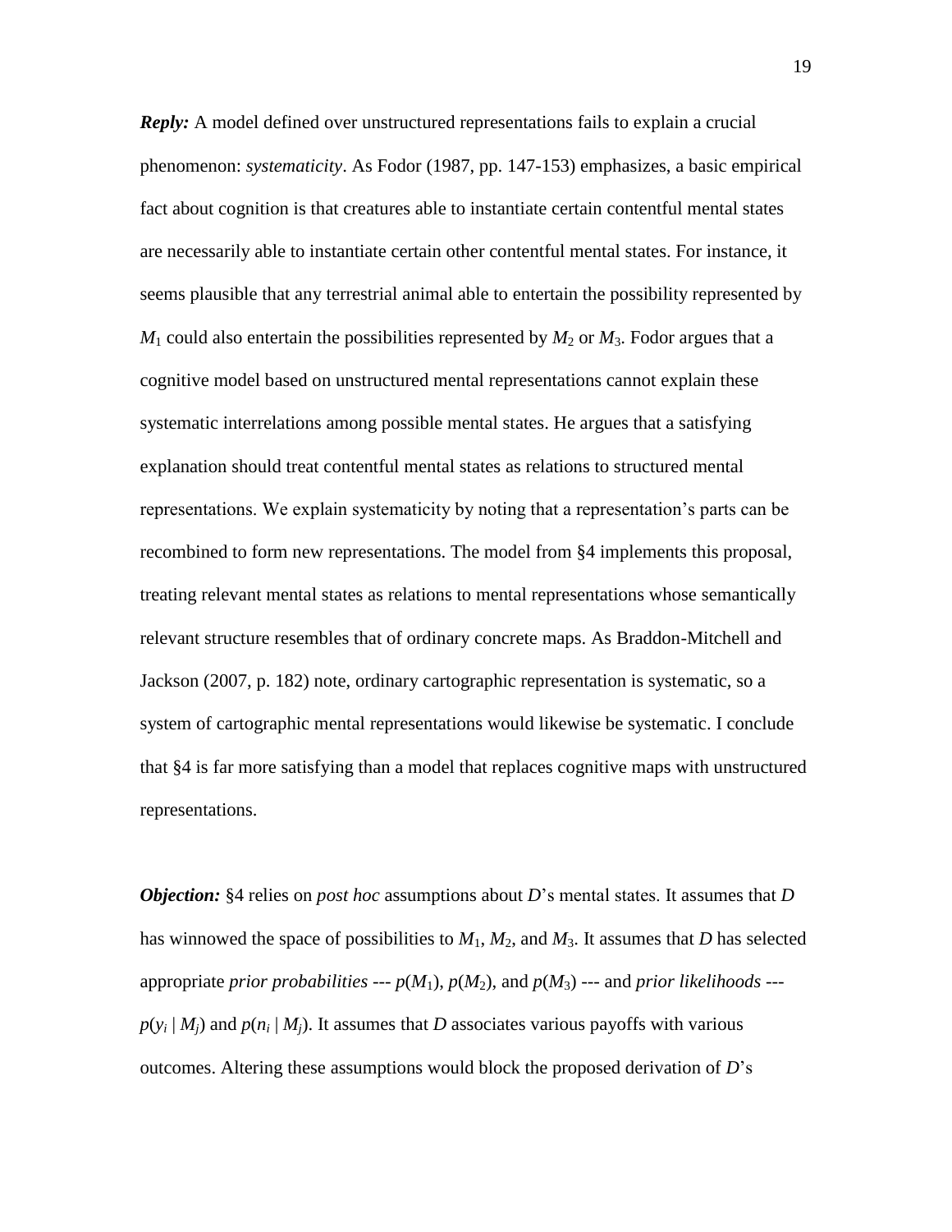***Reply:*** A model defined over unstructured representations fails to explain a crucial phenomenon: *systematicity*. As Fodor (1987, pp. 147-153) emphasizes, a basic empirical fact about cognition is that creatures able to instantiate certain contentful mental states are necessarily able to instantiate certain other contentful mental states. For instance, it seems plausible that any terrestrial animal able to entertain the possibility represented by $M_1$ could also entertain the possibilities represented by $M_2$ or $M_3$. Fodor argues that a cognitive model based on unstructured mental representations cannot explain these systematic interrelations among possible mental states. He argues that a satisfying explanation should treat contentful mental states as relations to structured mental representations. We explain systematicity by noting that a representation's parts can be recombined to form new representations. The model from §4 implements this proposal, treating relevant mental states as relations to mental representations whose semantically relevant structure resembles that of ordinary concrete maps. As Braddon-Mitchell and Jackson (2007, p. 182) note, ordinary cartographic representation is systematic, so a system of cartographic mental representations would likewise be systematic. I conclude that §4 is far more satisfying than a model that replaces cognitive maps with unstructured representations.

***Objection:*** §4 relies on *post hoc* assumptions about $D$'s mental states. It assumes that $D$ has winnowed the space of possibilities to $M_1$, $M_2$, and $M_3$. It assumes that $D$ has selected appropriate *prior probabilities* --- $p(M_1)$, $p(M_2)$, and $p(M_3)$ --- and *prior likelihoods* --- $p(y_i \mid M_j)$ and $p(n_i \mid M_j)$. It assumes that $D$ associates various payoffs with various outcomes. Altering these assumptions would block the proposed derivation of $D$'s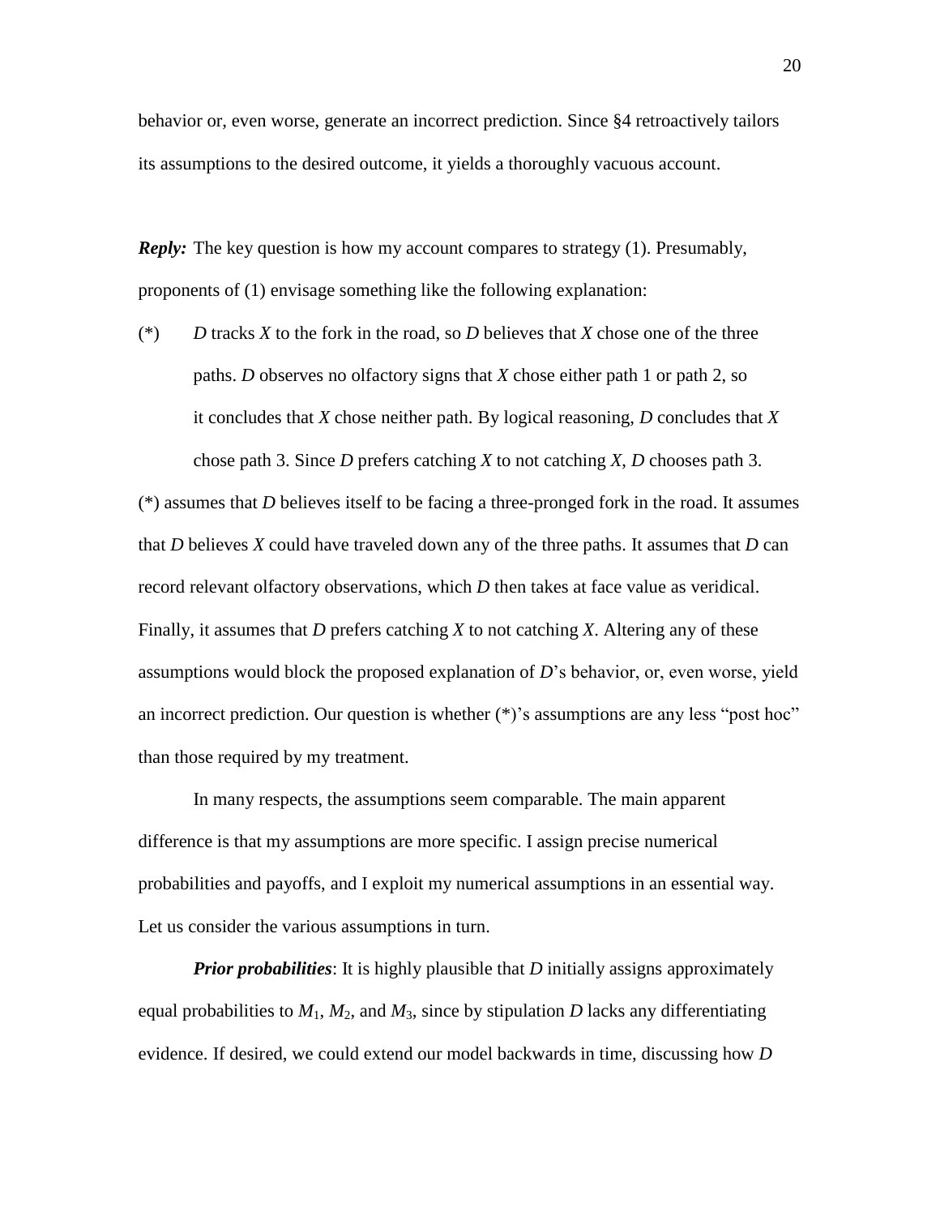behavior or, even worse, generate an incorrect prediction. Since §4 retroactively tailors its assumptions to the desired outcome, it yields a thoroughly vacuous account.

***Reply:*** The key question is how my account compares to strategy (1). Presumably, proponents of (1) envisage something like the following explanation:

(*) *D* tracks *X* to the fork in the road, so *D* believes that *X* chose one of the three paths. *D* observes no olfactory signs that *X* chose either path 1 or path 2, so it concludes that *X* chose neither path. By logical reasoning, *D* concludes that *X* chose path 3. Since *D* prefers catching *X* to not catching *X*, *D* chooses path 3.

(*) assumes that *D* believes itself to be facing a three-pronged fork in the road. It assumes that *D* believes *X* could have traveled down any of the three paths. It assumes that *D* can record relevant olfactory observations, which *D* then takes at face value as veridical. Finally, it assumes that *D* prefers catching *X* to not catching *X*. Altering any of these assumptions would block the proposed explanation of *D*'s behavior, or, even worse, yield an incorrect prediction. Our question is whether (*)'s assumptions are any less "post hoc" than those required by my treatment.

In many respects, the assumptions seem comparable. The main apparent difference is that my assumptions are more specific. I assign precise numerical probabilities and payoffs, and I exploit my numerical assumptions in an essential way. Let us consider the various assumptions in turn.

***Prior probabilities***: It is highly plausible that *D* initially assigns approximately equal probabilities to $M_1$, $M_2$, and $M_3$, since by stipulation *D* lacks any differentiating evidence. If desired, we could extend our model backwards in time, discussing how *D*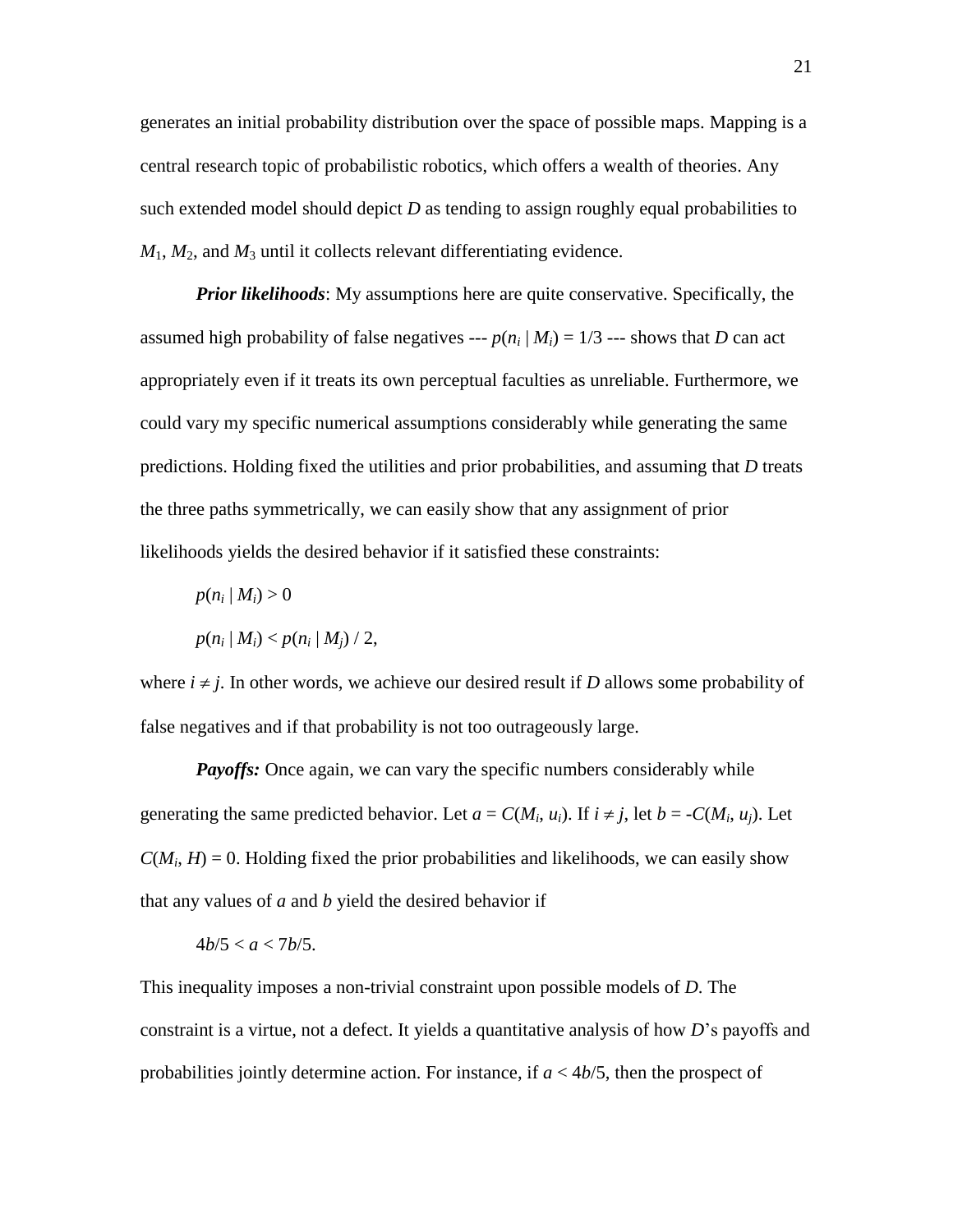generates an initial probability distribution over the space of possible maps. Mapping is a central research topic of probabilistic robotics, which offers a wealth of theories. Any such extended model should depict *D* as tending to assign roughly equal probabilities to $M_1$, $M_2$, and $M_3$ until it collects relevant differentiating evidence.

***Prior likelihoods***: My assumptions here are quite conservative. Specifically, the assumed high probability of false negatives --- $p(n_i \mid M_i) = 1/3$ --- shows that *D* can act appropriately even if it treats its own perceptual faculties as unreliable. Furthermore, we could vary my specific numerical assumptions considerably while generating the same predictions. Holding fixed the utilities and prior probabilities, and assuming that *D* treats the three paths symmetrically, we can easily show that any assignment of prior likelihoods yields the desired behavior if it satisfied these constraints:

$$p(n_i \mid M_i) > 0$$

$$p(n_i \mid M_i) < p(n_i \mid M_j) / 2,$$

where $i \neq j$. In other words, we achieve our desired result if *D* allows some probability of false negatives and if that probability is not too outrageously large.

***Payoffs:*** Once again, we can vary the specific numbers considerably while generating the same predicted behavior. Let $a = C(M_i, u_i)$. If $i \neq j$, let $b = -C(M_i, u_j)$. Let $C(M_i, H) = 0$. Holding fixed the prior probabilities and likelihoods, we can easily show that any values of $a$ and $b$ yield the desired behavior if

$$4b/5 < a < 7b/5.$$

This inequality imposes a non-trivial constraint upon possible models of *D*. The constraint is a virtue, not a defect. It yields a quantitative analysis of how *D*'s payoffs and probabilities jointly determine action. For instance, if $a < 4b/5$, then the prospect of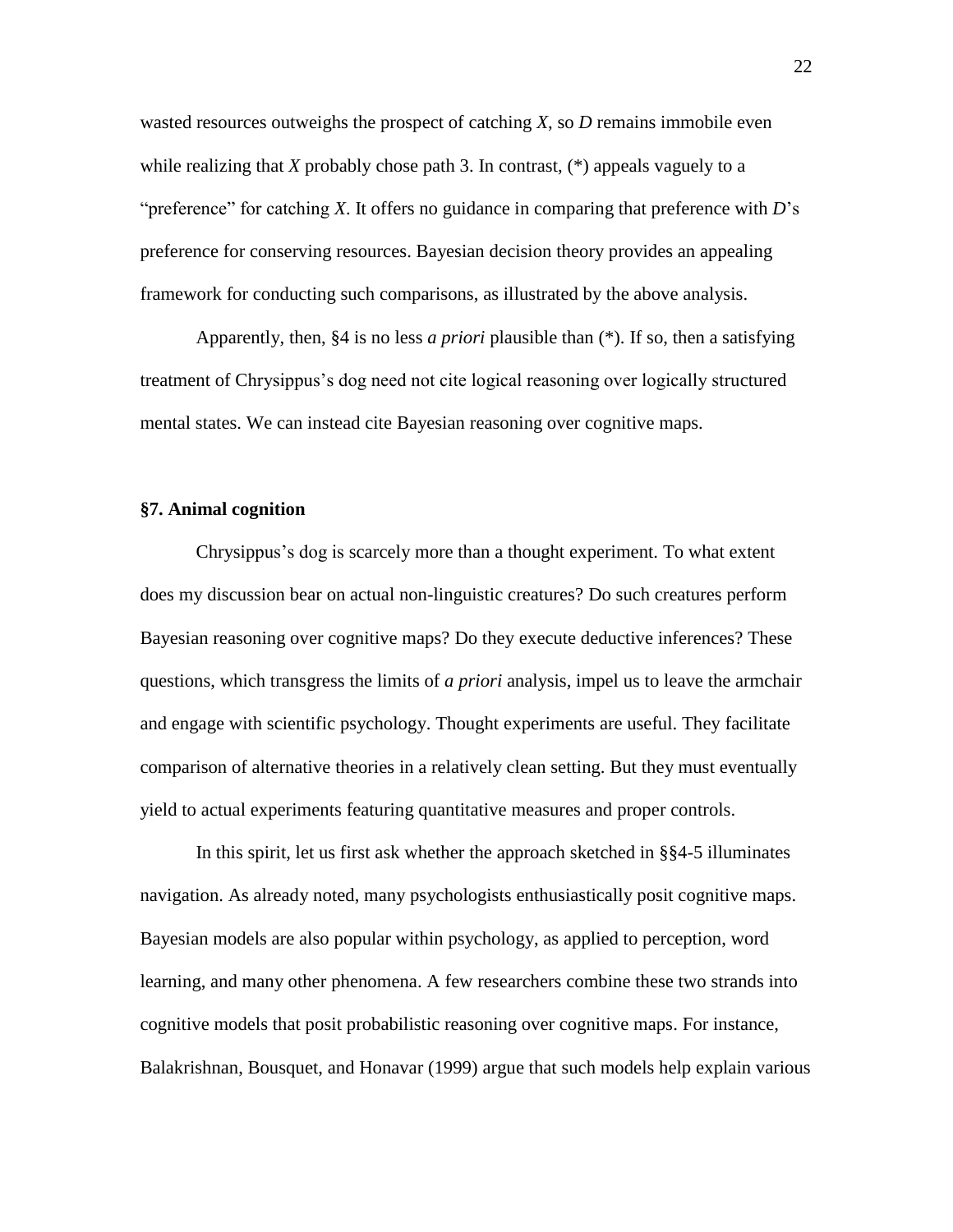wasted resources outweighs the prospect of catching *X*, so *D* remains immobile even while realizing that *X* probably chose path 3. In contrast, (*) appeals vaguely to a "preference" for catching *X*. It offers no guidance in comparing that preference with *D*'s preference for conserving resources. Bayesian decision theory provides an appealing framework for conducting such comparisons, as illustrated by the above analysis.

Apparently, then, §4 is no less *a priori* plausible than (*). If so, then a satisfying treatment of Chrysippus's dog need not cite logical reasoning over logically structured mental states. We can instead cite Bayesian reasoning over cognitive maps.

### §7. Animal cognition

Chrysippus's dog is scarcely more than a thought experiment. To what extent does my discussion bear on actual non-linguistic creatures? Do such creatures perform Bayesian reasoning over cognitive maps? Do they execute deductive inferences? These questions, which transgress the limits of *a priori* analysis, impel us to leave the armchair and engage with scientific psychology. Thought experiments are useful. They facilitate comparison of alternative theories in a relatively clean setting. But they must eventually yield to actual experiments featuring quantitative measures and proper controls.

In this spirit, let us first ask whether the approach sketched in §§4-5 illuminates navigation. As already noted, many psychologists enthusiastically posit cognitive maps. Bayesian models are also popular within psychology, as applied to perception, word learning, and many other phenomena. A few researchers combine these two strands into cognitive models that posit probabilistic reasoning over cognitive maps. For instance, Balakrishnan, Bousquet, and Honavar (1999) argue that such models help explain various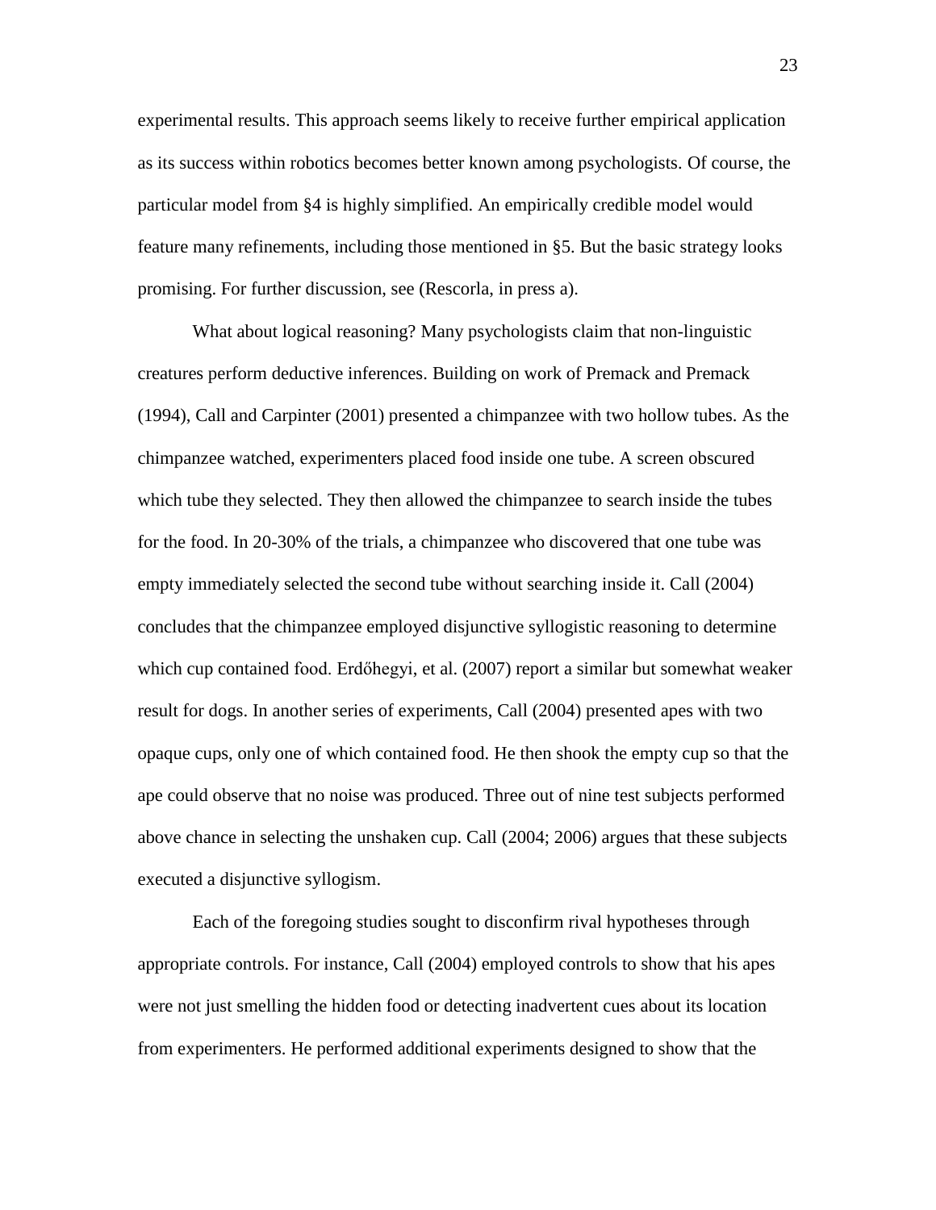experimental results. This approach seems likely to receive further empirical application as its success within robotics becomes better known among psychologists. Of course, the particular model from §4 is highly simplified. An empirically credible model would feature many refinements, including those mentioned in §5. But the basic strategy looks promising. For further discussion, see (Rescorla, in press a).

What about logical reasoning? Many psychologists claim that non-linguistic creatures perform deductive inferences. Building on work of Premack and Premack (1994), Call and Carpinter (2001) presented a chimpanzee with two hollow tubes. As the chimpanzee watched, experimenters placed food inside one tube. A screen obscured which tube they selected. They then allowed the chimpanzee to search inside the tubes for the food. In 20-30% of the trials, a chimpanzee who discovered that one tube was empty immediately selected the second tube without searching inside it. Call (2004) concludes that the chimpanzee employed disjunctive syllogistic reasoning to determine which cup contained food. Erdőhegyi, et al. (2007) report a similar but somewhat weaker result for dogs. In another series of experiments, Call (2004) presented apes with two opaque cups, only one of which contained food. He then shook the empty cup so that the ape could observe that no noise was produced. Three out of nine test subjects performed above chance in selecting the unshaken cup. Call (2004; 2006) argues that these subjects executed a disjunctive syllogism.

Each of the foregoing studies sought to disconfirm rival hypotheses through appropriate controls. For instance, Call (2004) employed controls to show that his apes were not just smelling the hidden food or detecting inadvertent cues about its location from experimenters. He performed additional experiments designed to show that the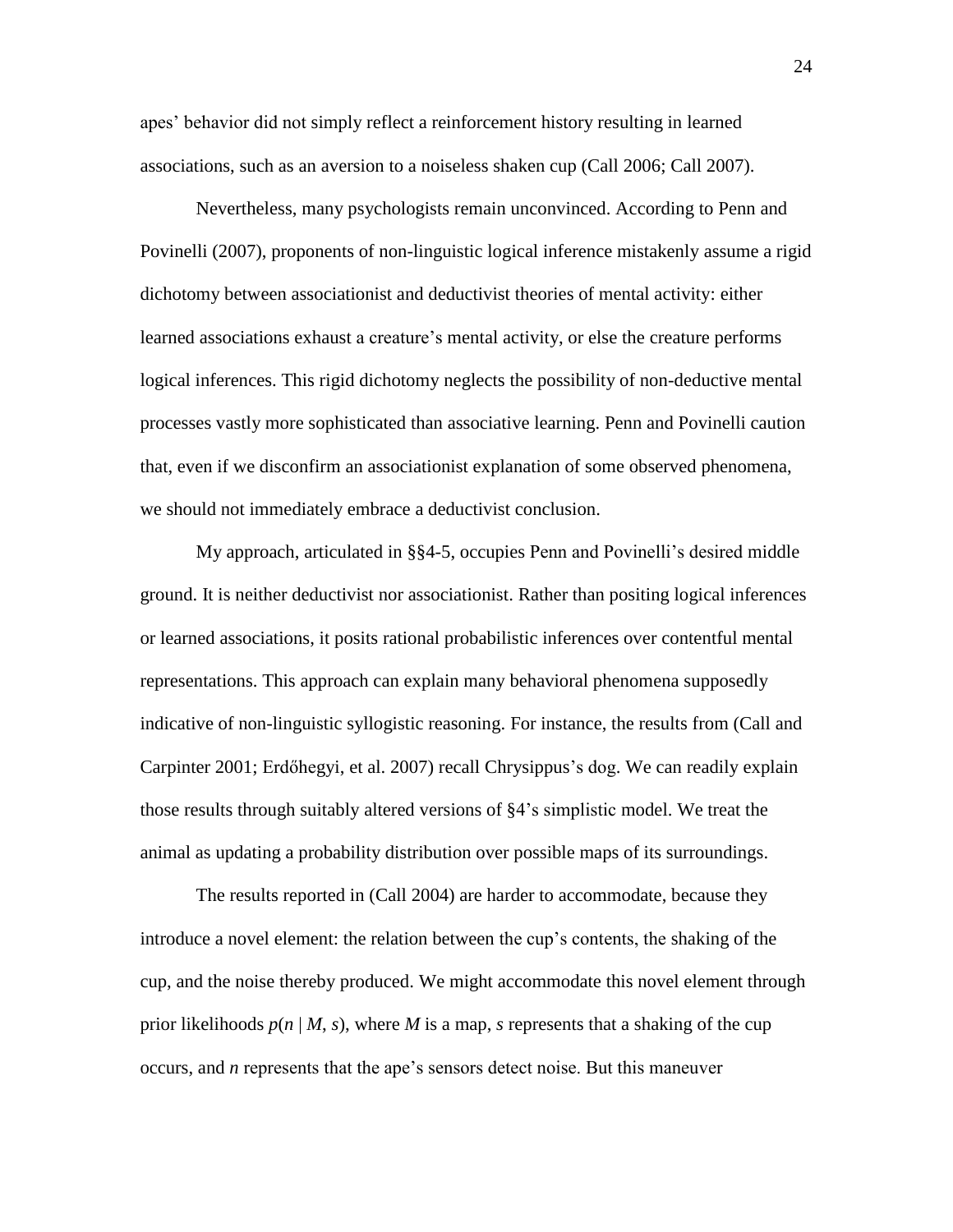apes' behavior did not simply reflect a reinforcement history resulting in learned associations, such as an aversion to a noiseless shaken cup (Call 2006; Call 2007).

Nevertheless, many psychologists remain unconvinced. According to Penn and Povinelli (2007), proponents of non-linguistic logical inference mistakenly assume a rigid dichotomy between associationist and deductivist theories of mental activity: either learned associations exhaust a creature's mental activity, or else the creature performs logical inferences. This rigid dichotomy neglects the possibility of non-deductive mental processes vastly more sophisticated than associative learning. Penn and Povinelli caution that, even if we disconfirm an associationist explanation of some observed phenomena, we should not immediately embrace a deductivist conclusion.

My approach, articulated in §§4-5, occupies Penn and Povinelli's desired middle ground. It is neither deductivist nor associationist. Rather than positing logical inferences or learned associations, it posits rational probabilistic inferences over contentful mental representations. This approach can explain many behavioral phenomena supposedly indicative of non-linguistic syllogistic reasoning. For instance, the results from (Call and Carpinter 2001; Erdőhegyi, et al. 2007) recall Chrysippus's dog. We can readily explain those results through suitably altered versions of §4's simplistic model. We treat the animal as updating a probability distribution over possible maps of its surroundings.

The results reported in (Call 2004) are harder to accommodate, because they introduce a novel element: the relation between the cup's contents, the shaking of the cup, and the noise thereby produced. We might accommodate this novel element through prior likelihoods $p(n \mid M, s)$, where $M$ is a map, $s$ represents that a shaking of the cup occurs, and $n$ represents that the ape's sensors detect noise. But this maneuver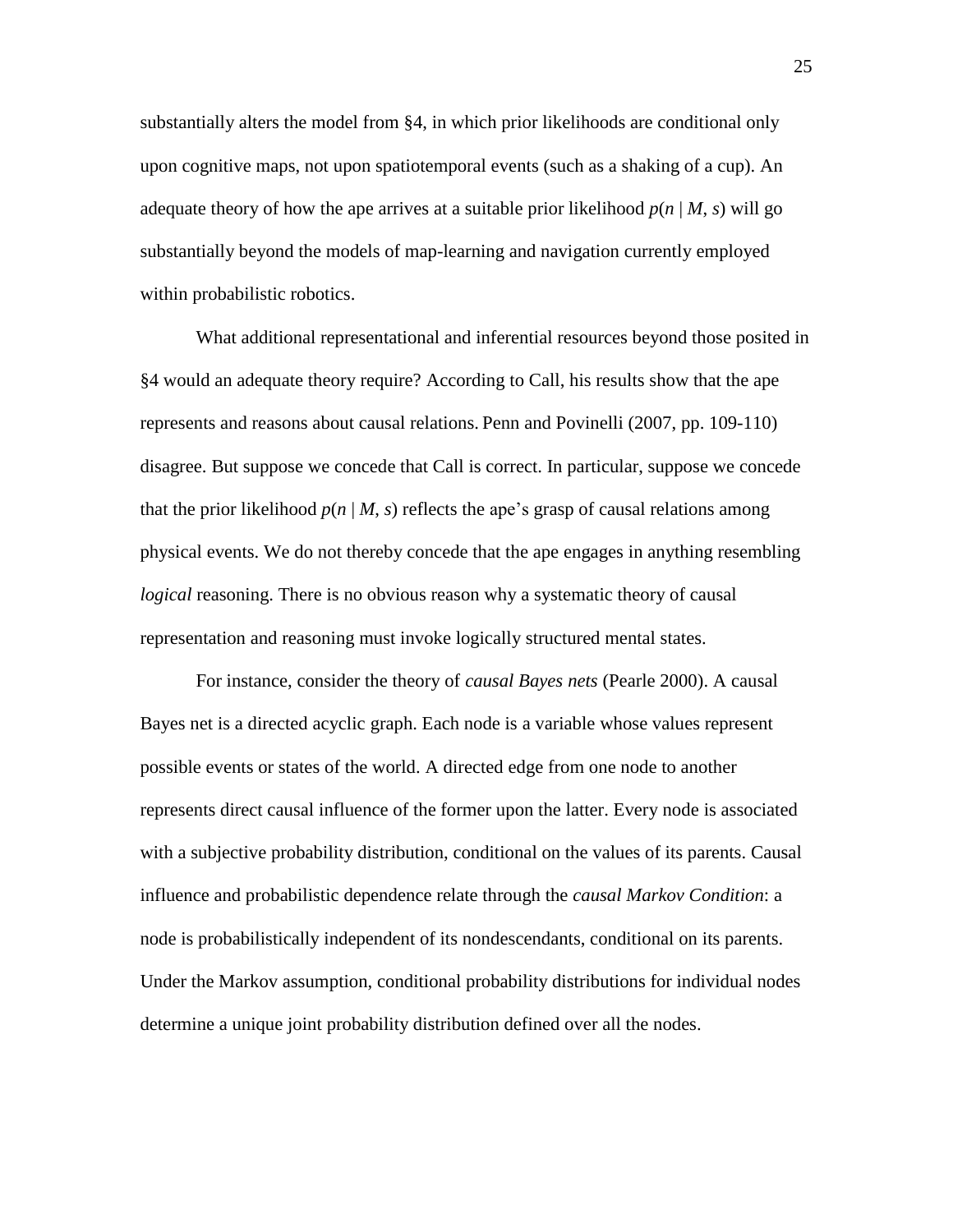substantially alters the model from §4, in which prior likelihoods are conditional only upon cognitive maps, not upon spatiotemporal events (such as a shaking of a cup). An adequate theory of how the ape arrives at a suitable prior likelihood $p(n \mid M, s)$ will go substantially beyond the models of map-learning and navigation currently employed within probabilistic robotics.

What additional representational and inferential resources beyond those posited in §4 would an adequate theory require? According to Call, his results show that the ape represents and reasons about causal relations. Penn and Povinelli (2007, pp. 109-110) disagree. But suppose we concede that Call is correct. In particular, suppose we concede that the prior likelihood $p(n \mid M, s)$ reflects the ape's grasp of causal relations among physical events. We do not thereby concede that the ape engages in anything resembling *logical* reasoning. There is no obvious reason why a systematic theory of causal representation and reasoning must invoke logically structured mental states.

For instance, consider the theory of *causal Bayes nets* (Pearle 2000). A causal Bayes net is a directed acyclic graph. Each node is a variable whose values represent possible events or states of the world. A directed edge from one node to another represents direct causal influence of the former upon the latter. Every node is associated with a subjective probability distribution, conditional on the values of its parents. Causal influence and probabilistic dependence relate through the *causal Markov Condition*: a node is probabilistically independent of its nondescendants, conditional on its parents. Under the Markov assumption, conditional probability distributions for individual nodes determine a unique joint probability distribution defined over all the nodes.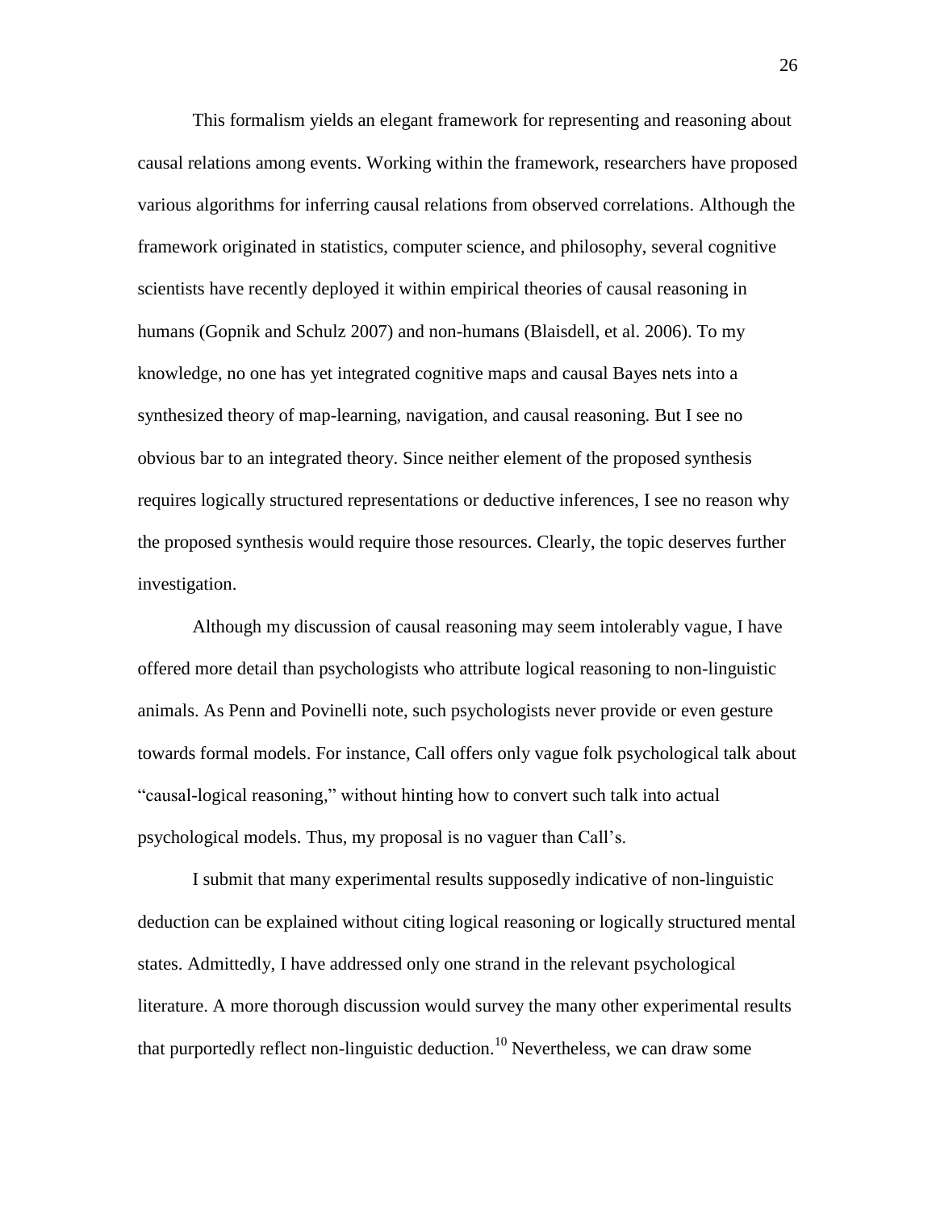This formalism yields an elegant framework for representing and reasoning about causal relations among events. Working within the framework, researchers have proposed various algorithms for inferring causal relations from observed correlations. Although the framework originated in statistics, computer science, and philosophy, several cognitive scientists have recently deployed it within empirical theories of causal reasoning in humans (Gopnik and Schulz 2007) and non-humans (Blaisdell, et al. 2006). To my knowledge, no one has yet integrated cognitive maps and causal Bayes nets into a synthesized theory of map-learning, navigation, and causal reasoning. But I see no obvious bar to an integrated theory. Since neither element of the proposed synthesis requires logically structured representations or deductive inferences, I see no reason why the proposed synthesis would require those resources. Clearly, the topic deserves further investigation.

Although my discussion of causal reasoning may seem intolerably vague, I have offered more detail than psychologists who attribute logical reasoning to non-linguistic animals. As Penn and Povinelli note, such psychologists never provide or even gesture towards formal models. For instance, Call offers only vague folk psychological talk about "causal-logical reasoning," without hinting how to convert such talk into actual psychological models. Thus, my proposal is no vaguer than Call's.

I submit that many experimental results supposedly indicative of non-linguistic deduction can be explained without citing logical reasoning or logically structured mental states. Admittedly, I have addressed only one strand in the relevant psychological literature. A more thorough discussion would survey the many other experimental results that purportedly reflect non-linguistic deduction.[10] Nevertheless, we can draw some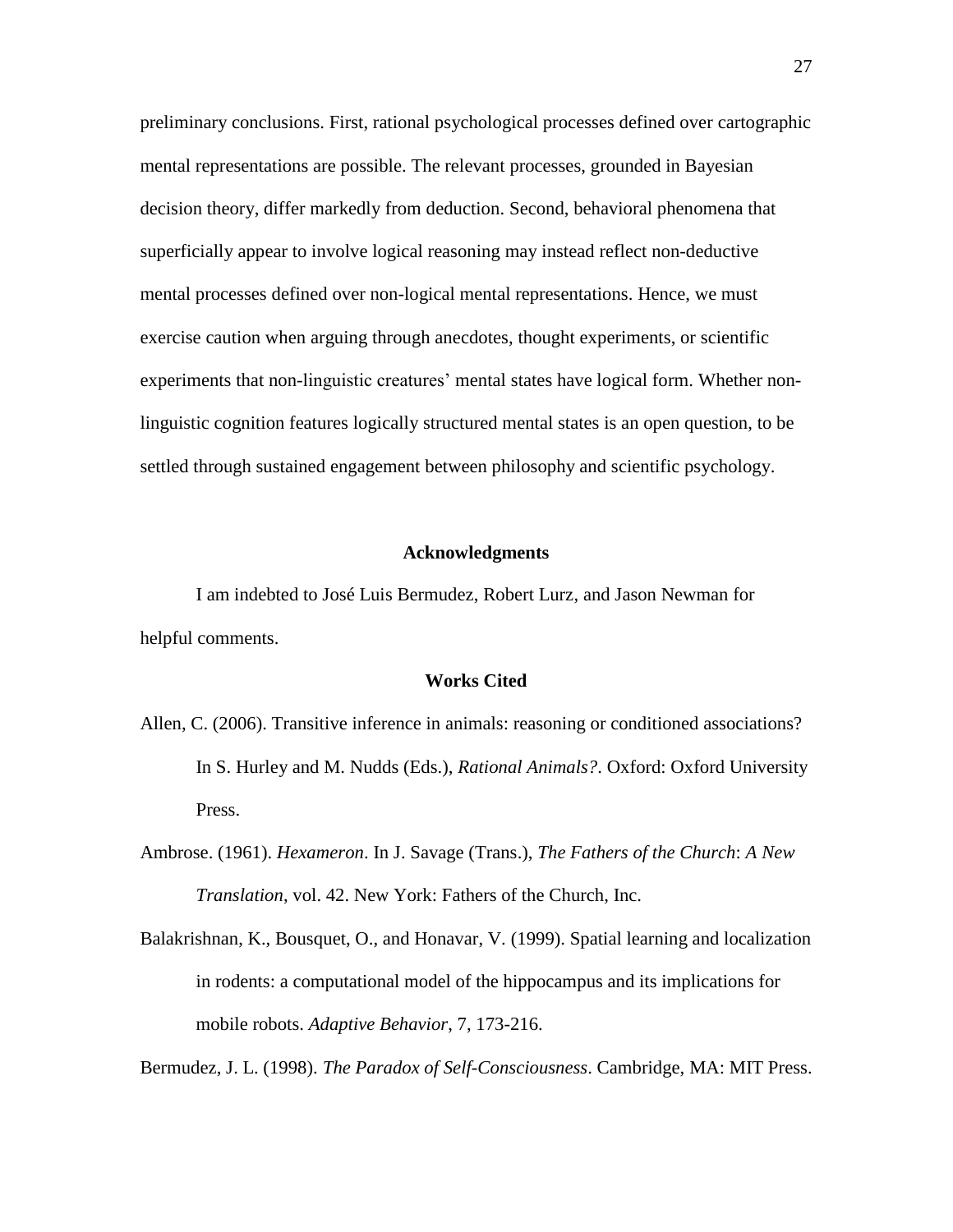preliminary conclusions. First, rational psychological processes defined over cartographic mental representations are possible. The relevant processes, grounded in Bayesian decision theory, differ markedly from deduction. Second, behavioral phenomena that superficially appear to involve logical reasoning may instead reflect non-deductive mental processes defined over non-logical mental representations. Hence, we must exercise caution when arguing through anecdotes, thought experiments, or scientific experiments that non-linguistic creatures' mental states have logical form. Whether non-linguistic cognition features logically structured mental states is an open question, to be settled through sustained engagement between philosophy and scientific psychology.

## Acknowledgments

I am indebted to José Luis Bermudez, Robert Lurz, and Jason Newman for helpful comments.

## Works Cited

Allen, C. (2006). Transitive inference in animals: reasoning or conditioned associations? In S. Hurley and M. Nudds (Eds.), *Rational Animals?*. Oxford: Oxford University Press.

Ambrose. (1961). *Hexameron*. In J. Savage (Trans.), *The Fathers of the Church*: *A New Translation*, vol. 42. New York: Fathers of the Church, Inc.

Balakrishnan, K., Bousquet, O., and Honavar, V. (1999). Spatial learning and localization in rodents: a computational model of the hippocampus and its implications for mobile robots. *Adaptive Behavior*, 7, 173-216.

Bermudez, J. L. (1998). *The Paradox of Self-Consciousness*. Cambridge, MA: MIT Press.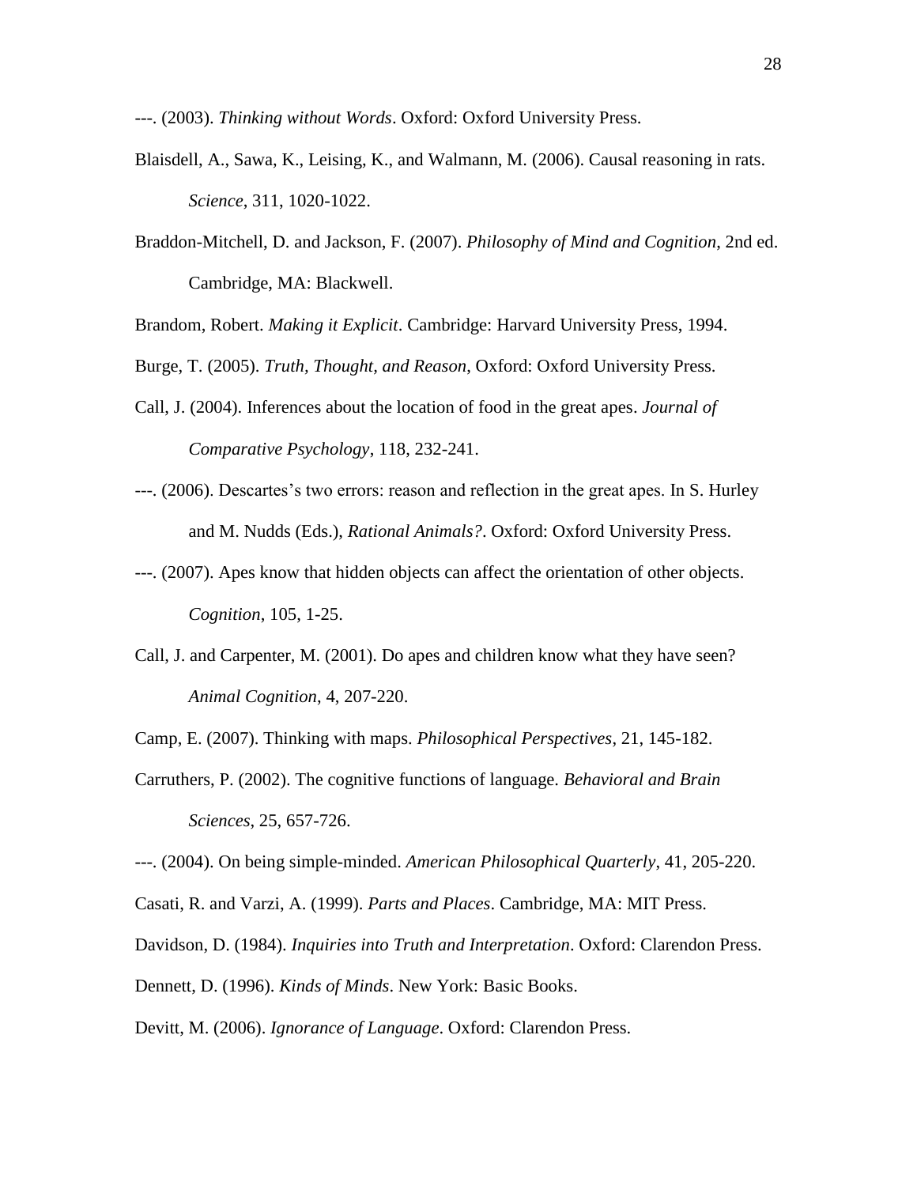---. (2003). *Thinking without Words*. Oxford: Oxford University Press.

Blaisdell, A., Sawa, K., Leising, K., and Walmann, M. (2006). Causal reasoning in rats. *Science*, 311, 1020-1022.

Braddon-Mitchell, D. and Jackson, F. (2007). *Philosophy of Mind and Cognition*, 2nd ed. Cambridge, MA: Blackwell.

Brandom, Robert. *Making it Explicit*. Cambridge: Harvard University Press, 1994.

Burge, T. (2005). *Truth, Thought, and Reason*, Oxford: Oxford University Press.

Call, J. (2004). Inferences about the location of food in the great apes. *Journal of Comparative Psychology*, 118, 232-241.

---. (2006). Descartes's two errors: reason and reflection in the great apes. In S. Hurley and M. Nudds (Eds.), *Rational Animals?*. Oxford: Oxford University Press.

---. (2007). Apes know that hidden objects can affect the orientation of other objects. *Cognition*, 105, 1-25.

Call, J. and Carpenter, M. (2001). Do apes and children know what they have seen? *Animal Cognition*, 4, 207-220.

Camp, E. (2007). Thinking with maps. *Philosophical Perspectives*, 21, 145-182.

Carruthers, P. (2002). The cognitive functions of language. *Behavioral and Brain Sciences*, 25, 657-726.

---. (2004). On being simple-minded. *American Philosophical Quarterly*, 41, 205-220.

Casati, R. and Varzi, A. (1999). *Parts and Places*. Cambridge, MA: MIT Press.

Davidson, D. (1984). *Inquiries into Truth and Interpretation*. Oxford: Clarendon Press.

Dennett, D. (1996). *Kinds of Minds*. New York: Basic Books.

Devitt, M. (2006). *Ignorance of Language*. Oxford: Clarendon Press.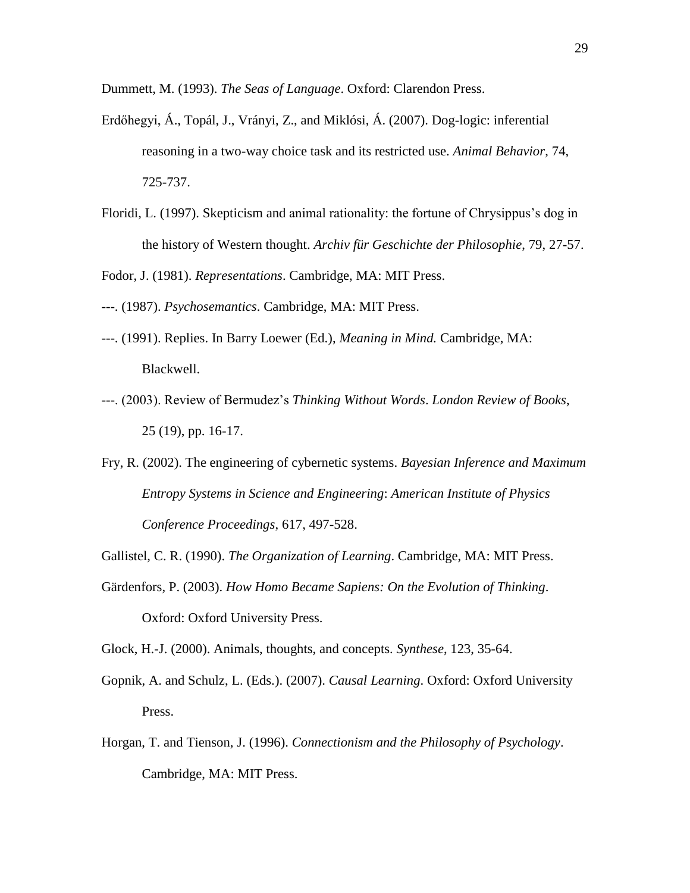Dummett, M. (1993). *The Seas of Language*. Oxford: Clarendon Press.

Erdőhegyi, Á., Topál, J., Virányi, Z., and Miklósi, Á. (2007). Dog-logic: inferential reasoning in a two-way choice task and its restricted use. *Animal Behavior*, 74, 725-737.

Floridi, L. (1997). Skepticism and animal rationality: the fortune of Chrysippus's dog in the history of Western thought. *Archiv für Geschichte der Philosophie*, 79, 27-57.

Fodor, J. (1981). *Representations*. Cambridge, MA: MIT Press.

---. (1987). *Psychosemantics*. Cambridge, MA: MIT Press.

---. (1991). Replies. In Barry Loewer (Ed.), *Meaning in Mind.* Cambridge, MA: Blackwell.

---. (2003). Review of Bermudez's *Thinking Without Words*. *London Review of Books*, 25 (19), pp. 16-17.

Fry, R. (2002). The engineering of cybernetic systems. *Bayesian Inference and Maximum Entropy Systems in Science and Engineering*: *American Institute of Physics Conference Proceedings*, 617, 497-528.

Gallistel, C. R. (1990). *The Organization of Learning*. Cambridge, MA: MIT Press.

Gärdenfors, P. (2003). *How Homo Became Sapiens: On the Evolution of Thinking*. Oxford: Oxford University Press.

Glock, H.-J. (2000). Animals, thoughts, and concepts. *Synthese*, 123, 35-64.

Gopnik, A. and Schulz, L. (Eds.). (2007). *Causal Learning*. Oxford: Oxford University Press.

Horgan, T. and Tienson, J. (1996). *Connectionism and the Philosophy of Psychology*. Cambridge, MA: MIT Press.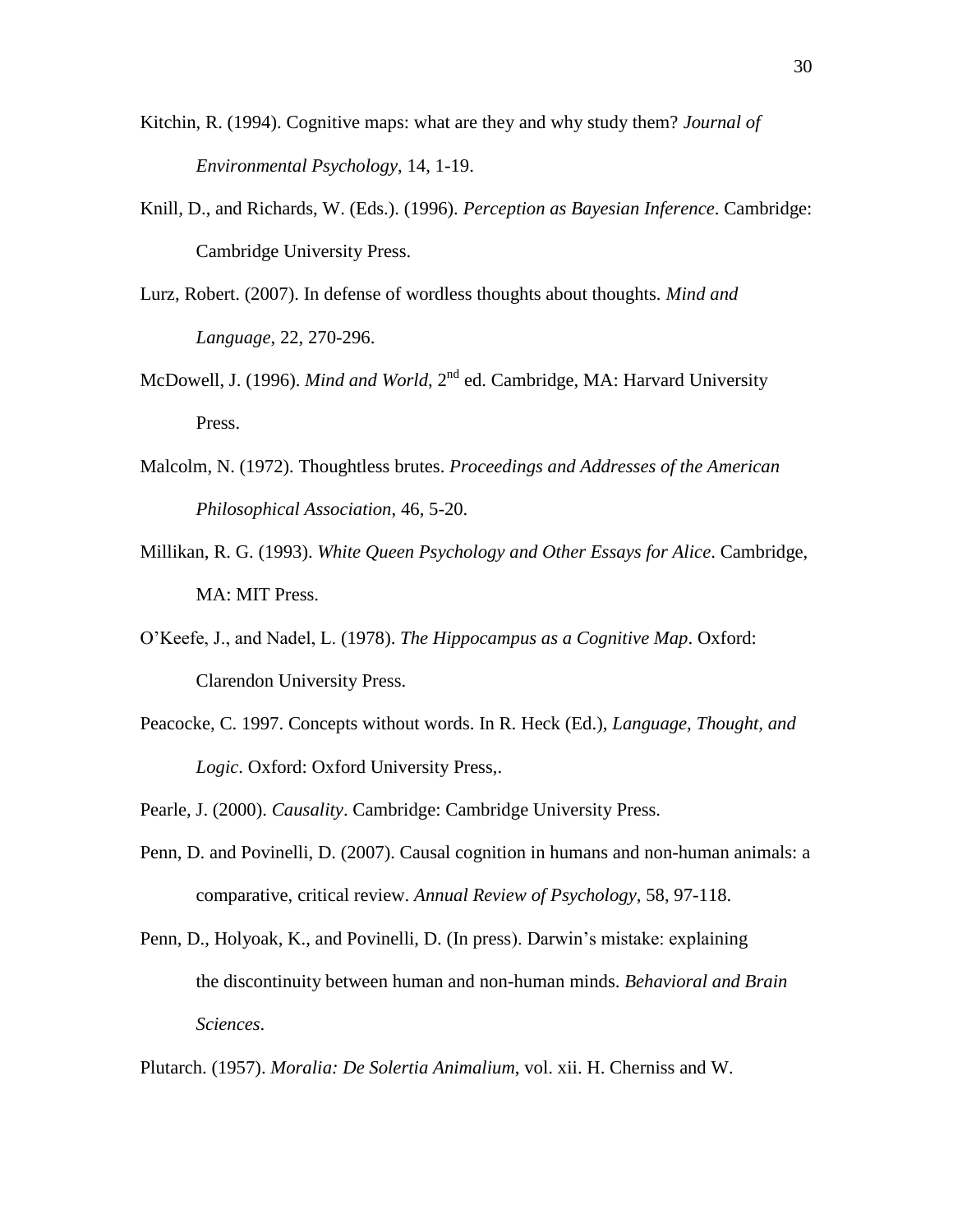Kitchin, R. (1994). Cognitive maps: what are they and why study them? *Journal of Environmental Psychology*, 14, 1-19.

Knill, D., and Richards, W. (Eds.). (1996). *Perception as Bayesian Inference*. Cambridge: Cambridge University Press.

Lurz, Robert. (2007). In defense of wordless thoughts about thoughts. *Mind and Language*, 22, 270-296.

McDowell, J. (1996). *Mind and World*, 2nd ed. Cambridge, MA: Harvard University Press.

Malcolm, N. (1972). Thoughtless brutes. *Proceedings and Addresses of the American Philosophical Association*, 46, 5-20.

Millikan, R. G. (1993). *White Queen Psychology and Other Essays for Alice*. Cambridge, MA: MIT Press.

O'Keefe, J., and Nadel, L. (1978). *The Hippocampus as a Cognitive Map*. Oxford: Clarendon University Press.

Peacocke, C. 1997. Concepts without words. In R. Heck (Ed.), *Language, Thought, and Logic*. Oxford: Oxford University Press,.

Pearle, J. (2000). *Causality*. Cambridge: Cambridge University Press.

Penn, D. and Povinelli, D. (2007). Causal cognition in humans and non-human animals: a comparative, critical review. *Annual Review of Psychology*, 58, 97-118.

Penn, D., Holyoak, K., and Povinelli, D. (In press). Darwin's mistake: explaining the discontinuity between human and non-human minds. *Behavioral and Brain Sciences*.

Plutarch. (1957). *Moralia: De Solertia Animalium*, vol. xii. H. Cherniss and W.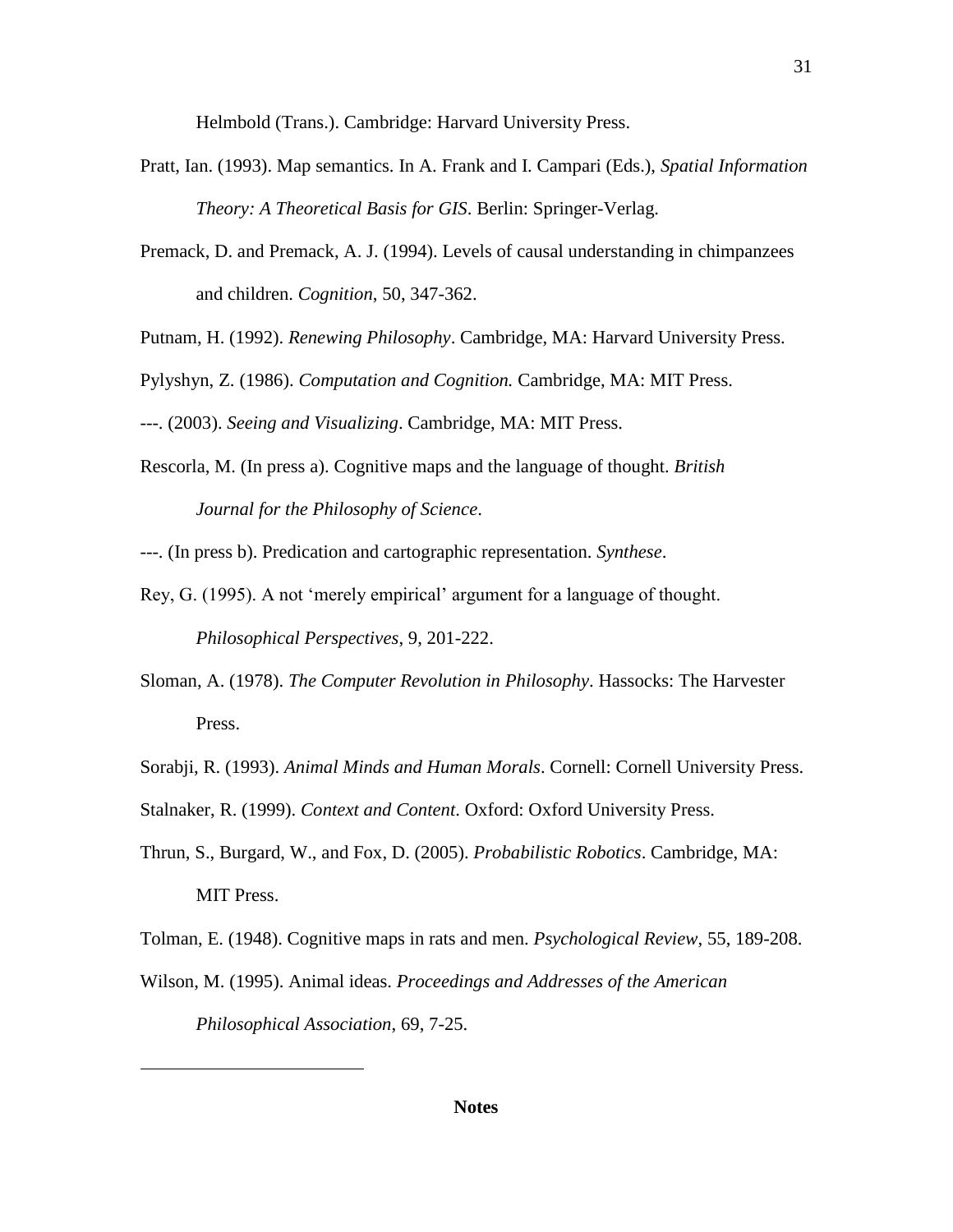Helmbold (Trans.). Cambridge: Harvard University Press.

Pratt, Ian. (1993). Map semantics. In A. Frank and I. Campari (Eds.), *Spatial Information Theory: A Theoretical Basis for GIS*. Berlin: Springer-Verlag.

Premack, D. and Premack, A. J. (1994). Levels of causal understanding in chimpanzees and children. *Cognition*, 50, 347-362.

Putnam, H. (1992). *Renewing Philosophy*. Cambridge, MA: Harvard University Press.

Pylyshyn, Z. (1986). *Computation and Cognition.* Cambridge, MA: MIT Press.

---. (2003). *Seeing and Visualizing*. Cambridge, MA: MIT Press.

Rescorla, M. (In press a). Cognitive maps and the language of thought. *British Journal for the Philosophy of Science*.

---. (In press b). Predication and cartographic representation. *Synthese*.

Rey, G. (1995). A not 'merely empirical' argument for a language of thought. *Philosophical Perspectives*, 9, 201-222.

Sloman, A. (1978). *The Computer Revolution in Philosophy*. Hassocks: The Harvester Press.

Sorabji, R. (1993). *Animal Minds and Human Morals*. Cornell: Cornell University Press.

Stalnaker, R. (1999). *Context and Content*. Oxford: Oxford University Press.

Thrun, S., Burgard, W., and Fox, D. (2005). *Probabilistic Robotics*. Cambridge, MA: MIT Press.

Tolman, E. (1948). Cognitive maps in rats and men. *Psychological Review*, 55, 189-208.

Wilson, M. (1995). Animal ideas. *Proceedings and Addresses of the American Philosophical Association*, 69, 7-25.

**Notes**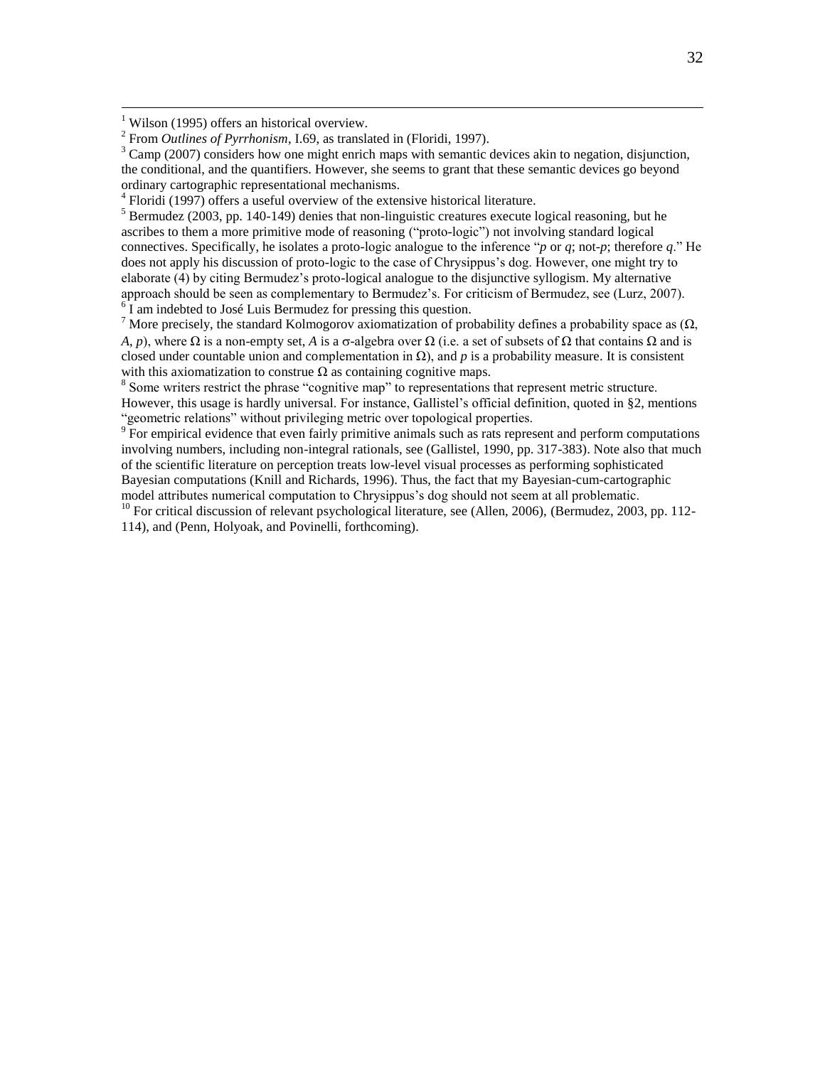[1] Wilson (1995) offers an historical overview.

[2] From *Outlines of Pyrrhonism*, I.69, as translated in (Floridi, 1997).

[3] Camp (2007) considers how one might enrich maps with semantic devices akin to negation, disjunction, the conditional, and the quantifiers. However, she seems to grant that these semantic devices go beyond ordinary cartographic representational mechanisms.

[4] Floridi (1997) offers a useful overview of the extensive historical literature.

[5] Bermudez (2003, pp. 140-149) denies that non-linguistic creatures execute logical reasoning, but he ascribes to them a more primitive mode of reasoning ("proto-logic") not involving standard logical connectives. Specifically, he isolates a proto-logic analogue to the inference "*p* or *q*; not-*p*; therefore *q*." He does not apply his discussion of proto-logic to the case of Chrysippus's dog. However, one might try to elaborate (4) by citing Bermudez's proto-logical analogue to the disjunctive syllogism. My alternative approach should be seen as complementary to Bermudez's. For criticism of Bermudez, see (Lurz, 2007).

[6] I am indebted to José Luis Bermudez for pressing this question.

[7] More precisely, the standard Kolmogorov axiomatization of probability defines a probability space as ($\Omega$, *A*, *p*), where $\Omega$ is a non-empty set, *A* is a $\sigma$-algebra over $\Omega$ (i.e. a set of subsets of $\Omega$ that contains $\Omega$ and is closed under countable union and complementation in $\Omega$), and *p* is a probability measure. It is consistent with this axiomatization to construe $\Omega$ as containing cognitive maps.

[8] Some writers restrict the phrase "cognitive map" to representations that represent metric structure. However, this usage is hardly universal. For instance, Gallistel's official definition, quoted in §2, mentions "geometric relations" without privileging metric over topological properties.

[9] For empirical evidence that even fairly primitive animals such as rats represent and perform computations involving numbers, including non-integral rationals, see (Gallistel, 1990, pp. 317-383). Note also that much of the scientific literature on perception treats low-level visual processes as performing sophisticated Bayesian computations (Knill and Richards, 1996). Thus, the fact that my Bayesian-cum-cartographic model attributes numerical computation to Chrysippus's dog should not seem at all problematic.

[10] For critical discussion of relevant psychological literature, see (Allen, 2006), (Bermudez, 2003, pp. 112-114), and (Penn, Holyoak, and Povinelli, forthcoming).